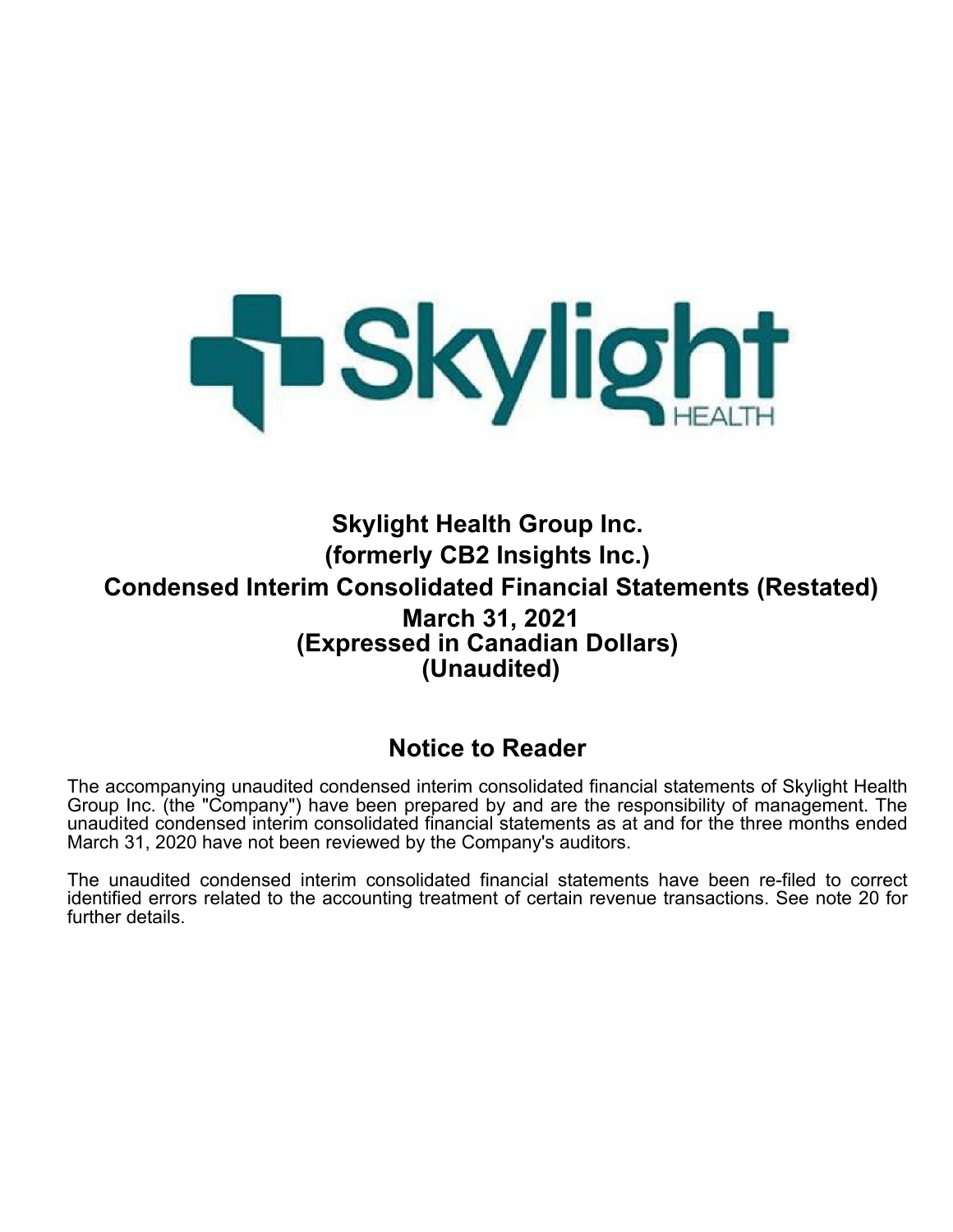# Skylight Health Group Inc.

## (formerly CB2 Insights Inc.)

## Condensed Interim Consolidated Financial Statements (Restated)

### March 31, 2021

### (Expressed in Canadian Dollars)

### (Unaudited)

## Notice to Reader

The accompanying unaudited condensed interim consolidated financial statements of Skylight Health Group Inc. (the "Company") have been prepared by and are the responsibility of management. The unaudited condensed interim consolidated financial statements as at and for the three months ended March 31, 2020 have not been reviewed by the Company's auditors.

The unaudited condensed interim consolidated financial statements have been re-filed to correct identified errors related to the accounting treatment of certain revenue transactions. See note 20 for further details.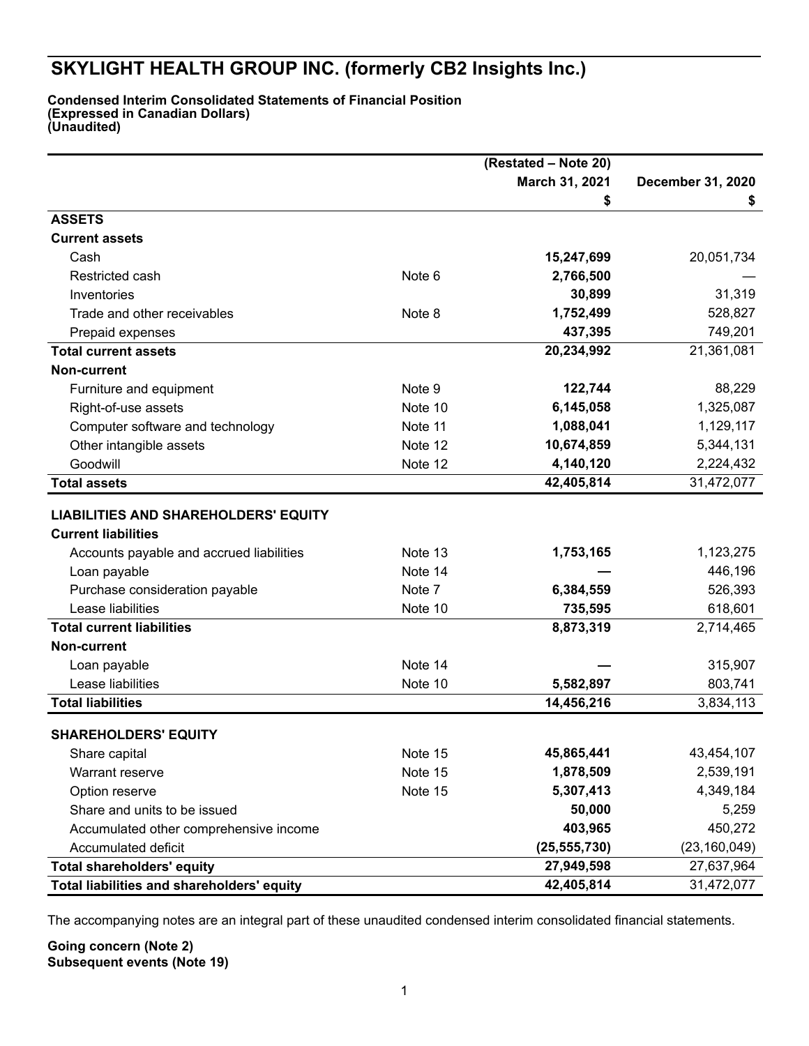# SKYLIGHT HEALTH GROUP INC. (formerly CB2 Insights Inc.)

**Condensed Interim Consolidated Statements of Financial Position**
**(Expressed in Canadian Dollars)**
**(Unaudited)**

| | | (Restated – Note 20) March 31, 2021 | December 31, 2020 |
|---|---|---|---|
| | | $ | $ |
| **ASSETS** | | | |
| **Current assets** | | | |
| Cash | | **15,247,699** | 20,051,734 |
| Restricted cash | Note 6 | **2,766,500** | — |
| Inventories | | **30,899** | 31,319 |
| Trade and other receivables | Note 8 | **1,752,499** | 528,827 |
| Prepaid expenses | | **437,395** | 749,201 |
| **Total current assets** | | **20,234,992** | 21,361,081 |
| **Non-current** | | | |
| Furniture and equipment | Note 9 | **122,744** | 88,229 |
| Right-of-use assets | Note 10 | **6,145,058** | 1,325,087 |
| Computer software and technology | Note 11 | **1,088,041** | 1,129,117 |
| Other intangible assets | Note 12 | **10,674,859** | 5,344,131 |
| Goodwill | Note 12 | **4,140,120** | 2,224,432 |
| **Total assets** | | **42,405,814** | 31,472,077 |
| **LIABILITIES AND SHAREHOLDERS' EQUITY** | | | |
| **Current liabilities** | | | |
| Accounts payable and accrued liabilities | Note 13 | **1,753,165** | 1,123,275 |
| Loan payable | Note 14 | **—** | 446,196 |
| Purchase consideration payable | Note 7 | **6,384,559** | 526,393 |
| Lease liabilities | Note 10 | **735,595** | 618,601 |
| **Total current liabilities** | | **8,873,319** | 2,714,465 |
| **Non-current** | | | |
| Loan payable | Note 14 | **—** | 315,907 |
| Lease liabilities | Note 10 | **5,582,897** | 803,741 |
| **Total liabilities** | | **14,456,216** | 3,834,113 |
| **SHAREHOLDERS' EQUITY** | | | |
| Share capital | Note 15 | **45,865,441** | 43,454,107 |
| Warrant reserve | Note 15 | **1,878,509** | 2,539,191 |
| Option reserve | Note 15 | **5,307,413** | 4,349,184 |
| Share and units to be issued | | **50,000** | 5,259 |
| Accumulated other comprehensive income | | **403,965** | 450,272 |
| Accumulated deficit | | **(25,555,730)** | (23,160,049) |
| **Total shareholders' equity** | | **27,949,598** | 27,637,964 |
| **Total liabilities and shareholders' equity** | | **42,405,814** | 31,472,077 |

The accompanying notes are an integral part of these unaudited condensed interim consolidated financial statements.

**Going concern (Note 2)**
**Subsequent events (Note 19)**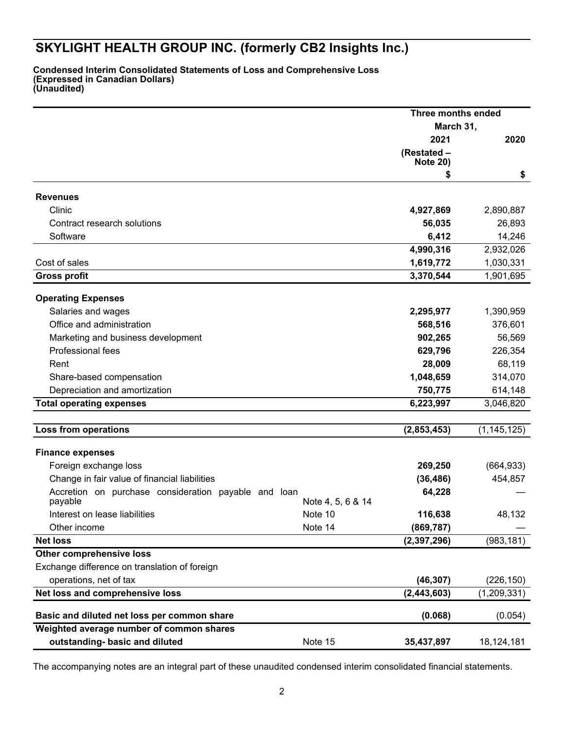# SKYLIGHT HEALTH GROUP INC. (formerly CB2 Insights Inc.)

**Condensed Interim Consolidated Statements of Loss and Comprehensive Loss**
**(Expressed in Canadian Dollars)**
**(Unaudited)**

| | | Three months ended March 31, | |
|---|---|---|---|
| | | **2021** | **2020** |
| | | **(Restated – Note 20)** | |
| | | **$** | **$** |
| **Revenues** | | | |
| Clinic | | **4,927,869** | 2,890,887 |
| Contract research solutions | | **56,035** | 26,893 |
| Software | | **6,412** | 14,246 |
| | | **4,990,316** | 2,932,026 |
| Cost of sales | | **1,619,772** | 1,030,331 |
| **Gross profit** | | **3,370,544** | 1,901,695 |
| **Operating Expenses** | | | |
| Salaries and wages | | **2,295,977** | 1,390,959 |
| Office and administration | | **568,516** | 376,601 |
| Marketing and business development | | **902,265** | 56,569 |
| Professional fees | | **629,796** | 226,354 |
| Rent | | **28,009** | 68,119 |
| Share-based compensation | | **1,048,659** | 314,070 |
| Depreciation and amortization | | **750,775** | 614,148 |
| **Total operating expenses** | | **6,223,997** | 3,046,820 |
| **Loss from operations** | | **(2,853,453)** | (1,145,125) |
| **Finance expenses** | | | |
| Foreign exchange loss | | **269,250** | (664,933) |
| Change in fair value of financial liabilities | | **(36,486)** | 454,857 |
| Accretion on purchase consideration payable and loan payable | Note 4, 5, 6 & 14 | **64,228** | — |
| Interest on lease liabilities | Note 10 | **116,638** | 48,132 |
| Other income | Note 14 | **(869,787)** | — |
| **Net loss** | | **(2,397,296)** | (983,181) |
| **Other comprehensive loss** | | | |
| Exchange difference on translation of foreign operations, net of tax | | **(46,307)** | (226,150) |
| **Net loss and comprehensive loss** | | **(2,443,603)** | (1,209,331) |
| **Basic and diluted net loss per common share** | | **(0.068)** | (0.054) |
| **Weighted average number of common shares outstanding- basic and diluted** | Note 15 | **35,437,897** | 18,124,181 |

The accompanying notes are an integral part of these unaudited condensed interim consolidated financial statements.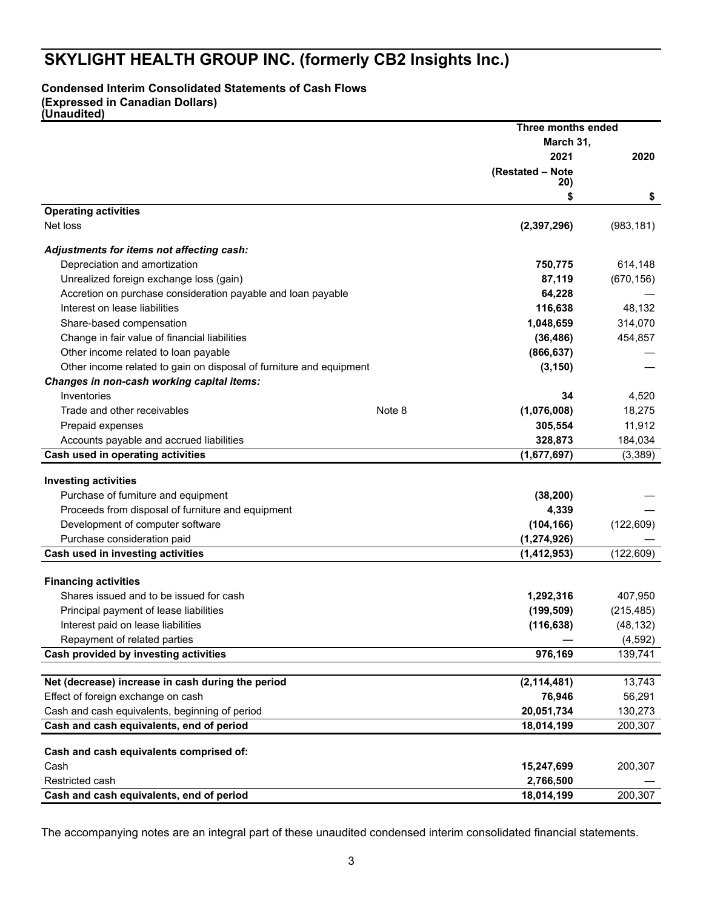# SKYLIGHT HEALTH GROUP INC. (formerly CB2 Insights Inc.)

**Condensed Interim Consolidated Statements of Cash Flows**
**(Expressed in Canadian Dollars)**
**(Unaudited)**

| | | Three months ended March 31, 2021 | 2020 |
|---|---|---|---|
| | | (Restated – Note 20) | |
| | | $ | $ |
| **Operating activities** | | | |
| Net loss | | **(2,397,296)** | (983,181) |
| ***Adjustments for items not affecting cash:*** | | | |
| Depreciation and amortization | | **750,775** | 614,148 |
| Unrealized foreign exchange loss (gain) | | **87,119** | (670,156) |
| Accretion on purchase consideration payable and loan payable | | **64,228** | — |
| Interest on lease liabilities | | **116,638** | 48,132 |
| Share-based compensation | | **1,048,659** | 314,070 |
| Change in fair value of financial liabilities | | **(36,486)** | 454,857 |
| Other income related to loan payable | | **(866,637)** | — |
| Other income related to gain on disposal of furniture and equipment | | **(3,150)** | — |
| ***Changes in non-cash working capital items:*** | | | |
| Inventories | | **34** | 4,520 |
| Trade and other receivables | Note 8 | **(1,076,008)** | 18,275 |
| Prepaid expenses | | **305,554** | 11,912 |
| Accounts payable and accrued liabilities | | **328,873** | 184,034 |
| **Cash used in operating activities** | | **(1,677,697)** | (3,389) |
| **Investing activities** | | | |
| Purchase of furniture and equipment | | **(38,200)** | — |
| Proceeds from disposal of furniture and equipment | | **4,339** | — |
| Development of computer software | | **(104,166)** | (122,609) |
| Purchase consideration paid | | **(1,274,926)** | — |
| **Cash used in investing activities** | | **(1,412,953)** | (122,609) |
| **Financing activities** | | | |
| Shares issued and to be issued for cash | | **1,292,316** | 407,950 |
| Principal payment of lease liabilities | | **(199,509)** | (215,485) |
| Interest paid on lease liabilities | | **(116,638)** | (48,132) |
| Repayment of related parties | | **—** | (4,592) |
| **Cash provided by investing activities** | | **976,169** | 139,741 |
| **Net (decrease) increase in cash during the period** | | **(2,114,481)** | 13,743 |
| Effect of foreign exchange on cash | | **76,946** | 56,291 |
| Cash and cash equivalents, beginning of period | | **20,051,734** | 130,273 |
| **Cash and cash equivalents, end of period** | | **18,014,199** | 200,307 |
| **Cash and cash equivalents comprised of:** | | | |
| Cash | | **15,247,699** | 200,307 |
| Restricted cash | | **2,766,500** | — |
| **Cash and cash equivalents, end of period** | | **18,014,199** | 200,307 |

The accompanying notes are an integral part of these unaudited condensed interim consolidated financial statements.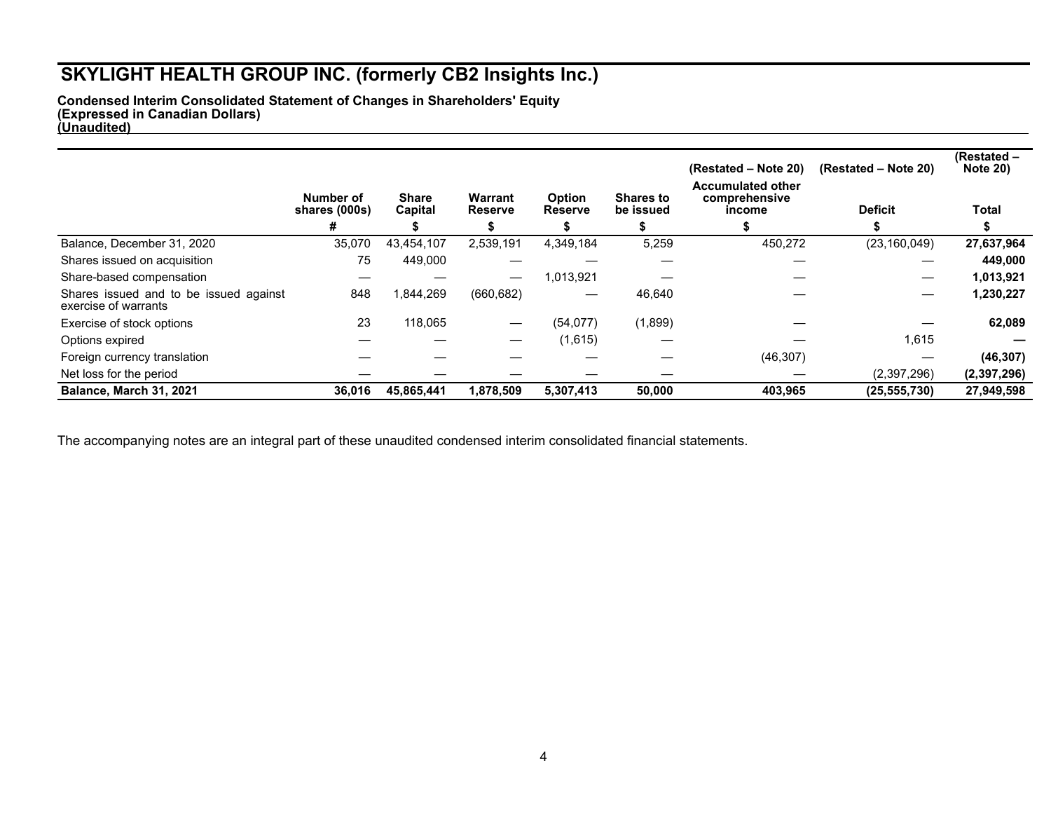# SKYLIGHT HEALTH GROUP INC. (formerly CB2 Insights Inc.)

**Condensed Interim Consolidated Statement of Changes in Shareholders' Equity**
**(Expressed in Canadian Dollars)**
**(Unaudited)**

| | Number of shares (000s) | Share Capital | Warrant Reserve | Option Reserve | Shares to be issued | (Restated – Note 20) Accumulated other comprehensive income | (Restated – Note 20) Deficit | (Restated – Note 20) Total |
|---|---|---|---|---|---|---|---|---|
| | # | $ | $ | $ | $ | $ | $ | $ |
| Balance, December 31, 2020 | 35,070 | 43,454,107 | 2,539,191 | 4,349,184 | 5,259 | 450,272 | (23,160,049) | **27,637,964** |
| Shares issued on acquisition | 75 | 449,000 | — | — | — | — | — | **449,000** |
| Share-based compensation | — | — | — | 1,013,921 | — | — | — | **1,013,921** |
| Shares issued and to be issued against exercise of warrants | 848 | 1,844,269 | (660,682) | — | 46,640 | — | — | **1,230,227** |
| Exercise of stock options | 23 | 118,065 | — | (54,077) | (1,899) | — | — | **62,089** |
| Options expired | — | — | — | (1,615) | — | — | 1,615 | **—** |
| Foreign currency translation | — | — | — | — | — | (46,307) | — | **(46,307)** |
| Net loss for the period | — | — | — | — | — | — | (2,397,296) | **(2,397,296)** |
| **Balance, March 31, 2021** | **36,016** | **45,865,441** | **1,878,509** | **5,307,413** | **50,000** | **403,965** | **(25,555,730)** | **27,949,598** |

The accompanying notes are an integral part of these unaudited condensed interim consolidated financial statements.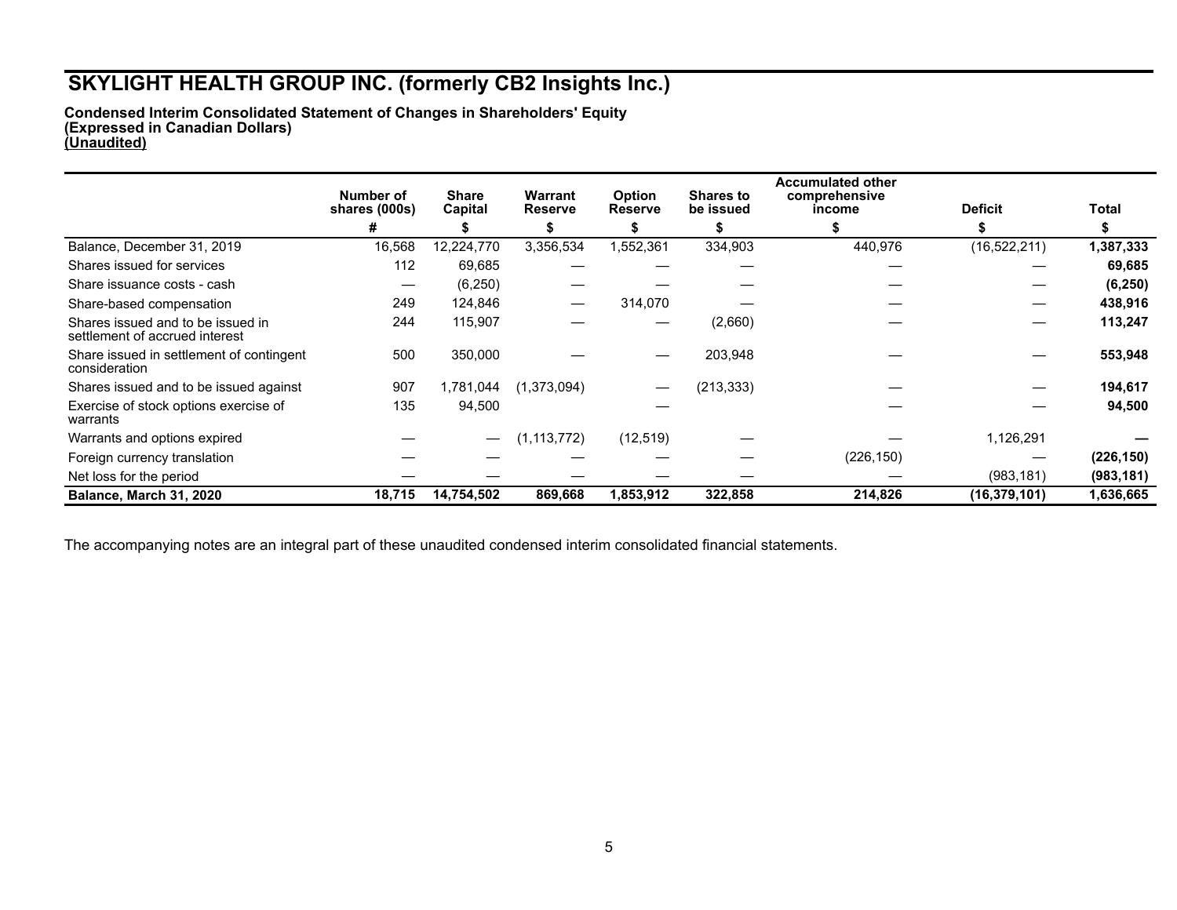# SKYLIGHT HEALTH GROUP INC. (formerly CB2 Insights Inc.)

**Condensed Interim Consolidated Statement of Changes in Shareholders' Equity**
**(Expressed in Canadian Dollars)**
**(Unaudited)**

| | Number of shares (000s) | Share Capital | Warrant Reserve | Option Reserve | Shares to be issued | Accumulated other comprehensive income | Deficit | Total |
|---|---|---|---|---|---|---|---|---|
| | # | $ | $ | $ | $ | $ | $ | $ |
| Balance, December 31, 2019 | 16,568 | 12,224,770 | 3,356,534 | 1,552,361 | 334,903 | 440,976 | (16,522,211) | **1,387,333** |
| Shares issued for services | 112 | 69,685 | — | — | — | — | — | **69,685** |
| Share issuance costs - cash | — | (6,250) | — | — | — | — | — | **(6,250)** |
| Share-based compensation | 249 | 124,846 | — | 314,070 | — | — | — | **438,916** |
| Shares issued and to be issued in settlement of accrued interest | 244 | 115,907 | — | — | (2,660) | — | — | **113,247** |
| Share issued in settlement of contingent consideration | 500 | 350,000 | — | — | 203,948 | — | — | **553,948** |
| Shares issued and to be issued against | 907 | 1,781,044 | (1,373,094) | — | (213,333) | — | — | **194,617** |
| Exercise of stock options exercise of warrants | 135 | 94,500 | | — | | — | — | **94,500** |
| Warrants and options expired | — | — | (1,113,772) | (12,519) | — | — | 1,126,291 | **—** |
| Foreign currency translation | — | — | — | — | — | (226,150) | — | **(226,150)** |
| Net loss for the period | — | — | — | — | — | — | (983,181) | **(983,181)** |
| **Balance, March 31, 2020** | **18,715** | **14,754,502** | **869,668** | **1,853,912** | **322,858** | **214,826** | **(16,379,101)** | **1,636,665** |

The accompanying notes are an integral part of these unaudited condensed interim consolidated financial statements.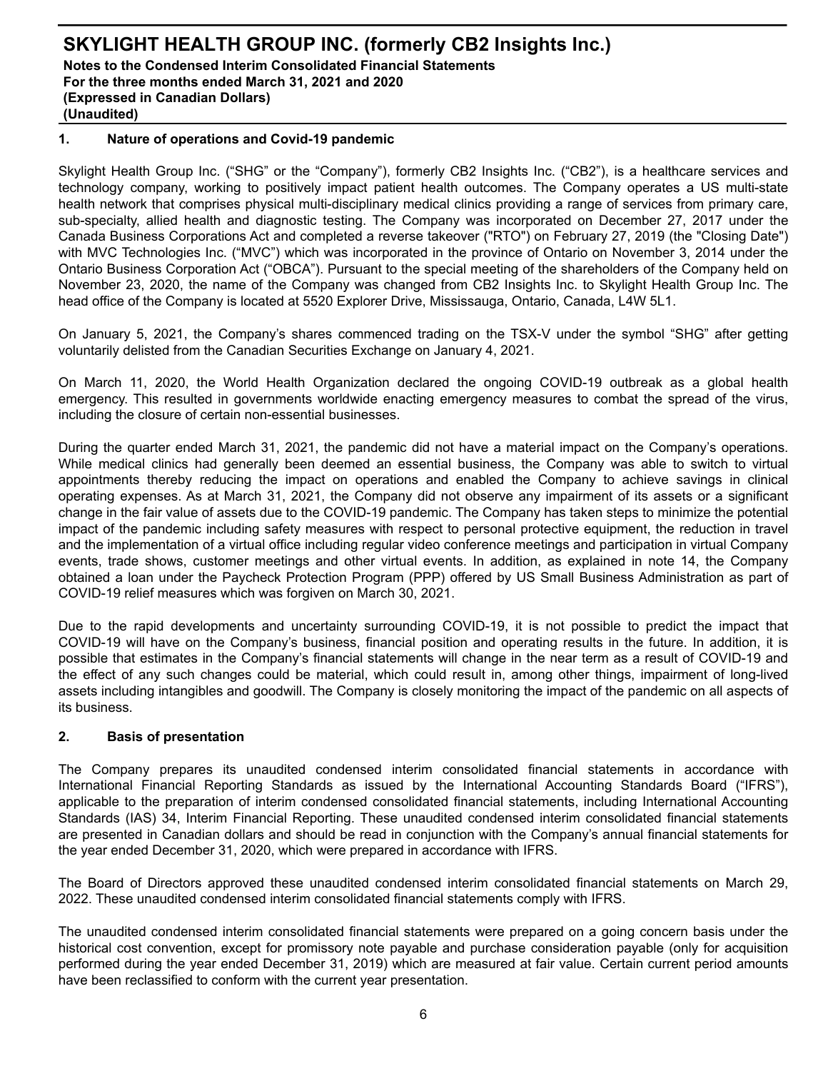## 1. Nature of operations and Covid-19 pandemic

Skylight Health Group Inc. ("SHG" or the "Company"), formerly CB2 Insights Inc. ("CB2"), is a healthcare services and technology company, working to positively impact patient health outcomes. The Company operates a US multi-state health network that comprises physical multi-disciplinary medical clinics providing a range of services from primary care, sub-specialty, allied health and diagnostic testing. The Company was incorporated on December 27, 2017 under the Canada Business Corporations Act and completed a reverse takeover ("RTO") on February 27, 2019 (the "Closing Date") with MVC Technologies Inc. ("MVC") which was incorporated in the province of Ontario on November 3, 2014 under the Ontario Business Corporation Act ("OBCA"). Pursuant to the special meeting of the shareholders of the Company held on November 23, 2020, the name of the Company was changed from CB2 Insights Inc. to Skylight Health Group Inc. The head office of the Company is located at 5520 Explorer Drive, Mississauga, Ontario, Canada, L4W 5L1.

On January 5, 2021, the Company's shares commenced trading on the TSX-V under the symbol "SHG" after getting voluntarily delisted from the Canadian Securities Exchange on January 4, 2021.

On March 11, 2020, the World Health Organization declared the ongoing COVID-19 outbreak as a global health emergency. This resulted in governments worldwide enacting emergency measures to combat the spread of the virus, including the closure of certain non-essential businesses.

During the quarter ended March 31, 2021, the pandemic did not have a material impact on the Company's operations. While medical clinics had generally been deemed an essential business, the Company was able to switch to virtual appointments thereby reducing the impact on operations and enabled the Company to achieve savings in clinical operating expenses. As at March 31, 2021, the Company did not observe any impairment of its assets or a significant change in the fair value of assets due to the COVID-19 pandemic. The Company has taken steps to minimize the potential impact of the pandemic including safety measures with respect to personal protective equipment, the reduction in travel and the implementation of a virtual office including regular video conference meetings and participation in virtual Company events, trade shows, customer meetings and other virtual events. In addition, as explained in note 14, the Company obtained a loan under the Paycheck Protection Program (PPP) offered by US Small Business Administration as part of COVID-19 relief measures which was forgiven on March 30, 2021.

Due to the rapid developments and uncertainty surrounding COVID-19, it is not possible to predict the impact that COVID-19 will have on the Company's business, financial position and operating results in the future. In addition, it is possible that estimates in the Company's financial statements will change in the near term as a result of COVID-19 and the effect of any such changes could be material, which could result in, among other things, impairment of long-lived assets including intangibles and goodwill. The Company is closely monitoring the impact of the pandemic on all aspects of its business.

## 2. Basis of presentation

The Company prepares its unaudited condensed interim consolidated financial statements in accordance with International Financial Reporting Standards as issued by the International Accounting Standards Board ("IFRS"), applicable to the preparation of interim condensed consolidated financial statements, including International Accounting Standards (IAS) 34, Interim Financial Reporting. These unaudited condensed interim consolidated financial statements are presented in Canadian dollars and should be read in conjunction with the Company's annual financial statements for the year ended December 31, 2020, which were prepared in accordance with IFRS.

The Board of Directors approved these unaudited condensed interim consolidated financial statements on March 29, 2022. These unaudited condensed interim consolidated financial statements comply with IFRS.

The unaudited condensed interim consolidated financial statements were prepared on a going concern basis under the historical cost convention, except for promissory note payable and purchase consideration payable (only for acquisition performed during the year ended December 31, 2019) which are measured at fair value. Certain current period amounts have been reclassified to conform with the current year presentation.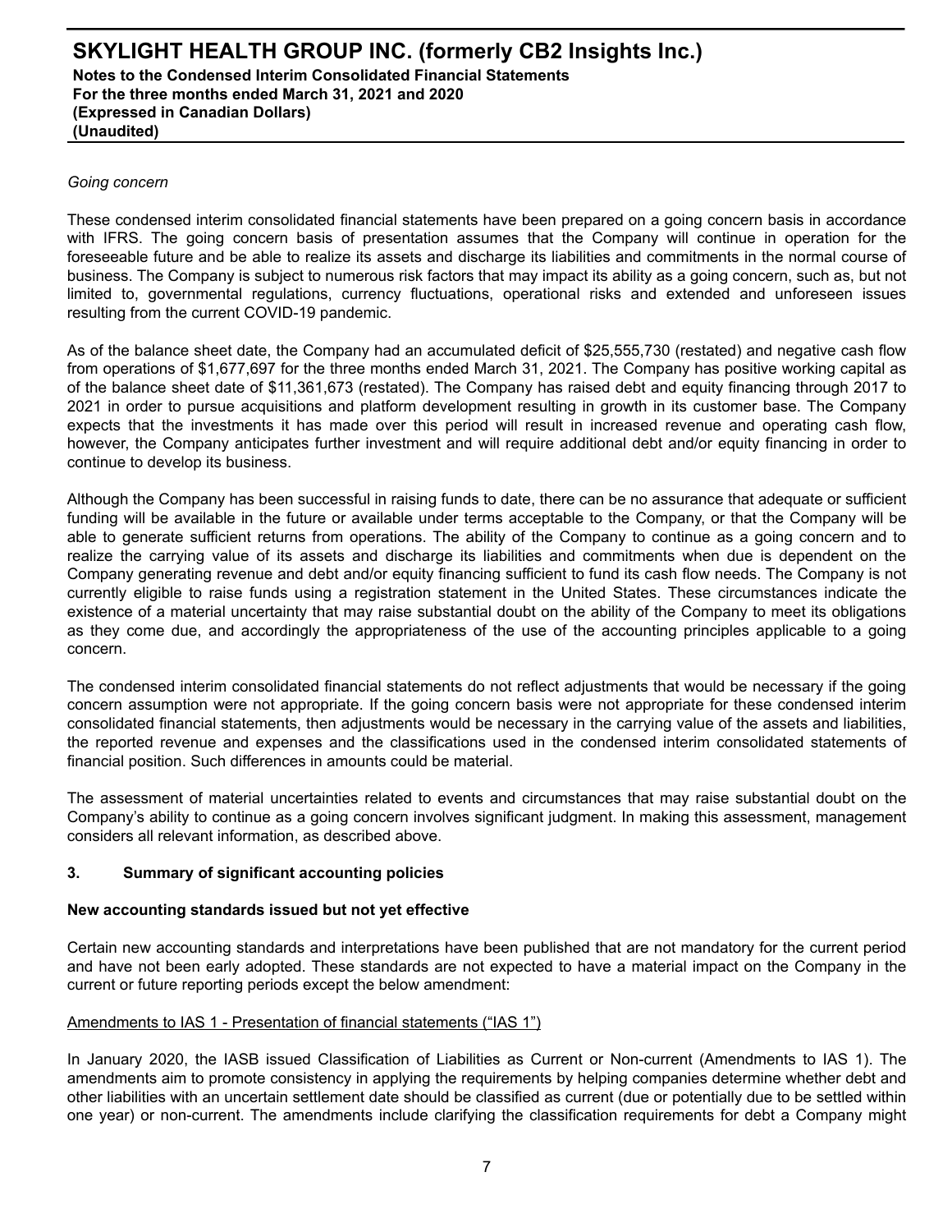*Going concern*

These condensed interim consolidated financial statements have been prepared on a going concern basis in accordance with IFRS. The going concern basis of presentation assumes that the Company will continue in operation for the foreseeable future and be able to realize its assets and discharge its liabilities and commitments in the normal course of business. The Company is subject to numerous risk factors that may impact its ability as a going concern, such as, but not limited to, governmental regulations, currency fluctuations, operational risks and extended and unforeseen issues resulting from the current COVID-19 pandemic.

As of the balance sheet date, the Company had an accumulated deficit of $25,555,730 (restated) and negative cash flow from operations of $1,677,697 for the three months ended March 31, 2021. The Company has positive working capital as of the balance sheet date of $11,361,673 (restated). The Company has raised debt and equity financing through 2017 to 2021 in order to pursue acquisitions and platform development resulting in growth in its customer base. The Company expects that the investments it has made over this period will result in increased revenue and operating cash flow, however, the Company anticipates further investment and will require additional debt and/or equity financing in order to continue to develop its business.

Although the Company has been successful in raising funds to date, there can be no assurance that adequate or sufficient funding will be available in the future or available under terms acceptable to the Company, or that the Company will be able to generate sufficient returns from operations. The ability of the Company to continue as a going concern and to realize the carrying value of its assets and discharge its liabilities and commitments when due is dependent on the Company generating revenue and debt and/or equity financing sufficient to fund its cash flow needs. The Company is not currently eligible to raise funds using a registration statement in the United States. These circumstances indicate the existence of a material uncertainty that may raise substantial doubt on the ability of the Company to meet its obligations as they come due, and accordingly the appropriateness of the use of the accounting principles applicable to a going concern.

The condensed interim consolidated financial statements do not reflect adjustments that would be necessary if the going concern assumption were not appropriate. If the going concern basis were not appropriate for these condensed interim consolidated financial statements, then adjustments would be necessary in the carrying value of the assets and liabilities, the reported revenue and expenses and the classifications used in the condensed interim consolidated statements of financial position. Such differences in amounts could be material.

The assessment of material uncertainties related to events and circumstances that may raise substantial doubt on the Company's ability to continue as a going concern involves significant judgment. In making this assessment, management considers all relevant information, as described above.

## 3. Summary of significant accounting policies

**New accounting standards issued but not yet effective**

Certain new accounting standards and interpretations have been published that are not mandatory for the current period and have not been early adopted. These standards are not expected to have a material impact on the Company in the current or future reporting periods except the below amendment:

Amendments to IAS 1 - Presentation of financial statements ("IAS 1")

In January 2020, the IASB issued Classification of Liabilities as Current or Non-current (Amendments to IAS 1). The amendments aim to promote consistency in applying the requirements by helping companies determine whether debt and other liabilities with an uncertain settlement date should be classified as current (due or potentially due to be settled within one year) or non-current. The amendments include clarifying the classification requirements for debt a Company might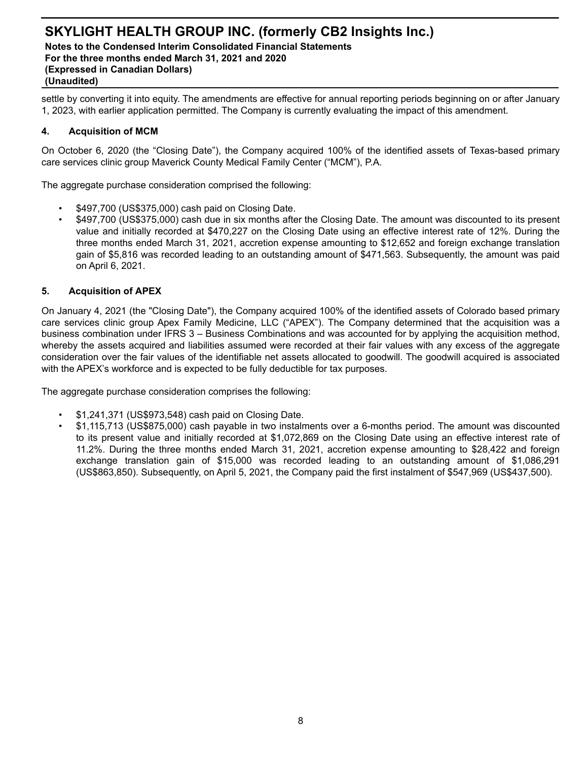settle by converting it into equity. The amendments are effective for annual reporting periods beginning on or after January 1, 2023, with earlier application permitted. The Company is currently evaluating the impact of this amendment.

## 4. Acquisition of MCM

On October 6, 2020 (the "Closing Date"), the Company acquired 100% of the identified assets of Texas-based primary care services clinic group Maverick County Medical Family Center ("MCM"), P.A.

The aggregate purchase consideration comprised the following:

- $497,700 (US$375,000) cash paid on Closing Date.
- $497,700 (US$375,000) cash due in six months after the Closing Date. The amount was discounted to its present value and initially recorded at $470,227 on the Closing Date using an effective interest rate of 12%. During the three months ended March 31, 2021, accretion expense amounting to $12,652 and foreign exchange translation gain of $5,816 was recorded leading to an outstanding amount of $471,563. Subsequently, the amount was paid on April 6, 2021.

## 5. Acquisition of APEX

On January 4, 2021 (the "Closing Date"), the Company acquired 100% of the identified assets of Colorado based primary care services clinic group Apex Family Medicine, LLC ("APEX"). The Company determined that the acquisition was a business combination under IFRS 3 – Business Combinations and was accounted for by applying the acquisition method, whereby the assets acquired and liabilities assumed were recorded at their fair values with any excess of the aggregate consideration over the fair values of the identifiable net assets allocated to goodwill. The goodwill acquired is associated with the APEX's workforce and is expected to be fully deductible for tax purposes.

The aggregate purchase consideration comprises the following:

- $1,241,371 (US$973,548) cash paid on Closing Date.
- $1,115,713 (US$875,000) cash payable in two instalments over a 6-months period. The amount was discounted to its present value and initially recorded at $1,072,869 on the Closing Date using an effective interest rate of 11.2%. During the three months ended March 31, 2021, accretion expense amounting to $28,422 and foreign exchange translation gain of $15,000 was recorded leading to an outstanding amount of $1,086,291 (US$863,850). Subsequently, on April 5, 2021, the Company paid the first instalment of $547,969 (US$437,500).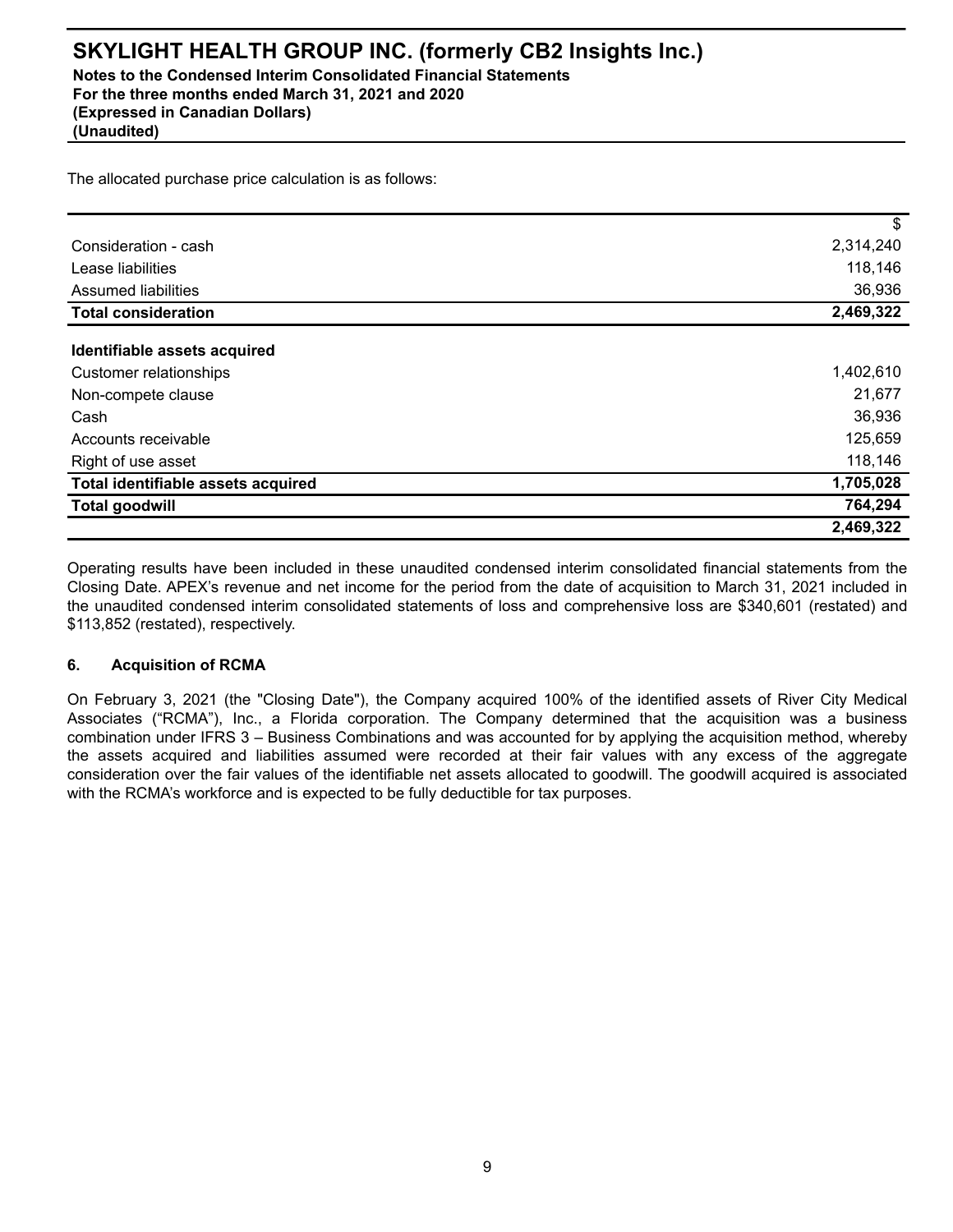The allocated purchase price calculation is as follows:

| | $ |
|---|---|
| Consideration - cash | 2,314,240 |
| Lease liabilities | 118,146 |
| Assumed liabilities | 36,936 |
| **Total consideration** | **2,469,322** |
| **Identifiable assets acquired** | |
| Customer relationships | 1,402,610 |
| Non-compete clause | 21,677 |
| Cash | 36,936 |
| Accounts receivable | 125,659 |
| Right of use asset | 118,146 |
| **Total identifiable assets acquired** | **1,705,028** |
| **Total goodwill** | **764,294** |
| | **2,469,322** |

Operating results have been included in these unaudited condensed interim consolidated financial statements from the Closing Date. APEX's revenue and net income for the period from the date of acquisition to March 31, 2021 included in the unaudited condensed interim consolidated statements of loss and comprehensive loss are $340,601 (restated) and $113,852 (restated), respectively.

## 6. Acquisition of RCMA

On February 3, 2021 (the "Closing Date"), the Company acquired 100% of the identified assets of River City Medical Associates ("RCMA"), Inc., a Florida corporation. The Company determined that the acquisition was a business combination under IFRS 3 – Business Combinations and was accounted for by applying the acquisition method, whereby the assets acquired and liabilities assumed were recorded at their fair values with any excess of the aggregate consideration over the fair values of the identifiable net assets allocated to goodwill. The goodwill acquired is associated with the RCMA's workforce and is expected to be fully deductible for tax purposes.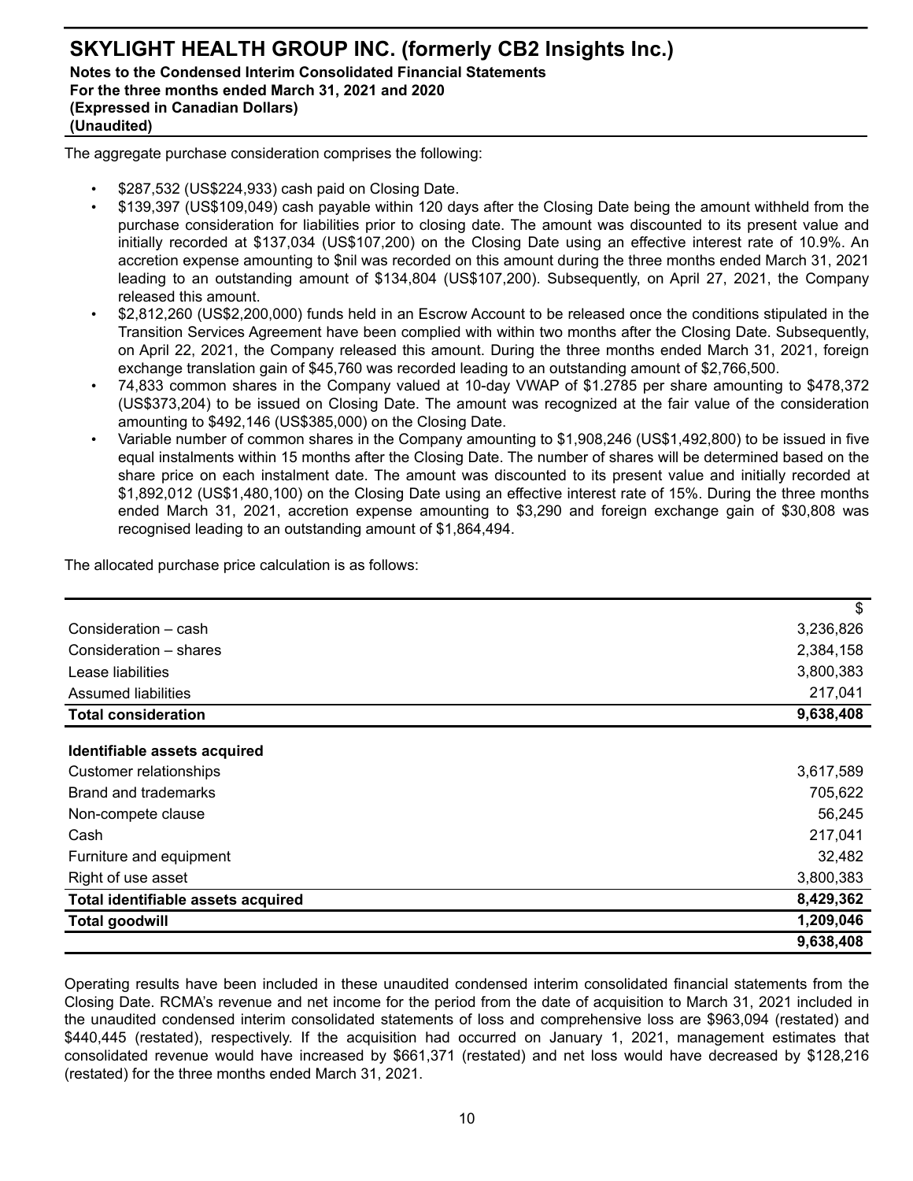The aggregate purchase consideration comprises the following:

- $287,532 (US$224,933) cash paid on Closing Date.
- $139,397 (US$109,049) cash payable within 120 days after the Closing Date being the amount withheld from the purchase consideration for liabilities prior to closing date. The amount was discounted to its present value and initially recorded at $137,034 (US$107,200) on the Closing Date using an effective interest rate of 10.9%. An accretion expense amounting to $nil was recorded on this amount during the three months ended March 31, 2021 leading to an outstanding amount of $134,804 (US$107,200). Subsequently, on April 27, 2021, the Company released this amount.
- $2,812,260 (US$2,200,000) funds held in an Escrow Account to be released once the conditions stipulated in the Transition Services Agreement have been complied with within two months after the Closing Date. Subsequently, on April 22, 2021, the Company released this amount. During the three months ended March 31, 2021, foreign exchange translation gain of $45,760 was recorded leading to an outstanding amount of $2,766,500.
- 74,833 common shares in the Company valued at 10-day VWAP of $1.2785 per share amounting to $478,372 (US$373,204) to be issued on Closing Date. The amount was recognized at the fair value of the consideration amounting to $492,146 (US$385,000) on the Closing Date.
- Variable number of common shares in the Company amounting to $1,908,246 (US$1,492,800) to be issued in five equal instalments within 15 months after the Closing Date. The number of shares will be determined based on the share price on each instalment date. The amount was discounted to its present value and initially recorded at $1,892,012 (US$1,480,100) on the Closing Date using an effective interest rate of 15%. During the three months ended March 31, 2021, accretion expense amounting to $3,290 and foreign exchange gain of $30,808 was recognised leading to an outstanding amount of $1,864,494.

The allocated purchase price calculation is as follows:

| | $ |
|---|---|
| Consideration – cash | 3,236,826 |
| Consideration – shares | 2,384,158 |
| Lease liabilities | 3,800,383 |
| Assumed liabilities | 217,041 |
| **Total consideration** | **9,638,408** |
| **Identifiable assets acquired** | |
| Customer relationships | 3,617,589 |
| Brand and trademarks | 705,622 |
| Non-compete clause | 56,245 |
| Cash | 217,041 |
| Furniture and equipment | 32,482 |
| Right of use asset | 3,800,383 |
| **Total identifiable assets acquired** | **8,429,362** |
| **Total goodwill** | **1,209,046** |
| | **9,638,408** |

Operating results have been included in these unaudited condensed interim consolidated financial statements from the Closing Date. RCMA's revenue and net income for the period from the date of acquisition to March 31, 2021 included in the unaudited condensed interim consolidated statements of loss and comprehensive loss are $963,094 (restated) and $440,445 (restated), respectively. If the acquisition had occurred on January 1, 2021, management estimates that consolidated revenue would have increased by $661,371 (restated) and net loss would have decreased by $128,216 (restated) for the three months ended March 31, 2021.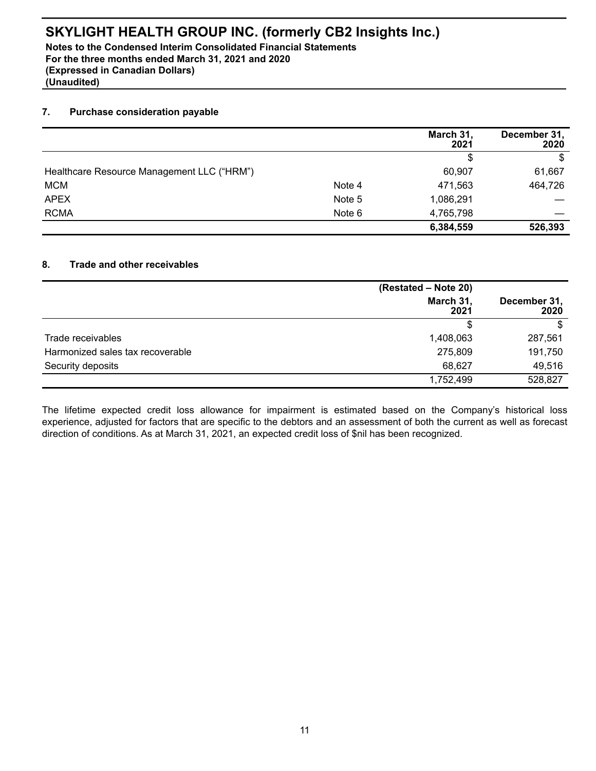### 7. Purchase consideration payable

| | | March 31, 2021 | December 31, 2020 |
|---|---|---|---|
| | | $ | $ |
| Healthcare Resource Management LLC (“HRM”) | | 60,907 | 61,667 |
| MCM | Note 4 | 471,563 | 464,726 |
| APEX | Note 5 | 1,086,291 | — |
| RCMA | Note 6 | 4,765,798 | — |
| | | **6,384,559** | **526,393** |

### 8. Trade and other receivables

| | (Restated – Note 20) | |
|---|---|---|
| | March 31, 2021 | December 31, 2020 |
| | $ | $ |
| Trade receivables | 1,408,063 | 287,561 |
| Harmonized sales tax recoverable | 275,809 | 191,750 |
| Security deposits | 68,627 | 49,516 |
| | 1,752,499 | 528,827 |

The lifetime expected credit loss allowance for impairment is estimated based on the Company’s historical loss experience, adjusted for factors that are specific to the debtors and an assessment of both the current as well as forecast direction of conditions. As at March 31, 2021, an expected credit loss of $nil has been recognized.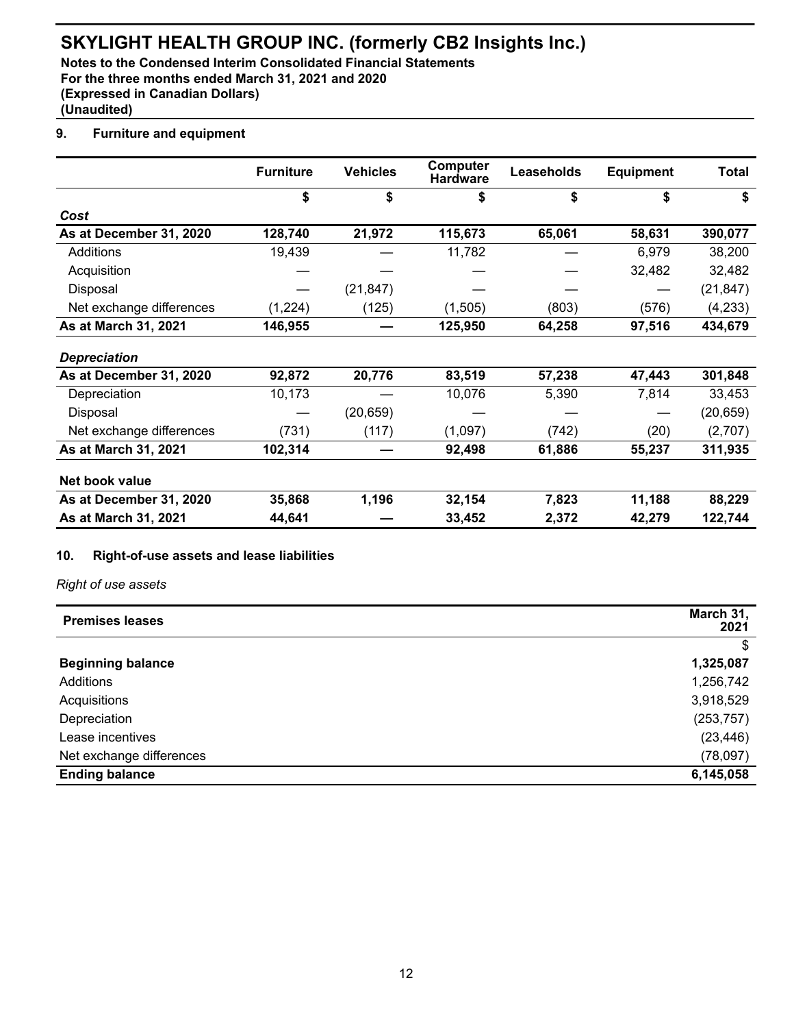## 9. Furniture and equipment

| | Furniture | Vehicles | Computer Hardware | Leaseholds | Equipment | Total |
|---|---|---|---|---|---|---|
| | $ | $ | $ | $ | $ | $ |
| ***Cost*** | | | | | | |
| **As at December 31, 2020** | **128,740** | **21,972** | **115,673** | **65,061** | **58,631** | **390,077** |
| Additions | 19,439 | — | 11,782 | — | 6,979 | 38,200 |
| Acquisition | — | — | — | — | 32,482 | 32,482 |
| Disposal | — | (21,847) | — | — | — | (21,847) |
| Net exchange differences | (1,224) | (125) | (1,505) | (803) | (576) | (4,233) |
| **As at March 31, 2021** | **146,955** | **—** | **125,950** | **64,258** | **97,516** | **434,679** |
| ***Depreciation*** | | | | | | |
| **As at December 31, 2020** | **92,872** | **20,776** | **83,519** | **57,238** | **47,443** | **301,848** |
| Depreciation | 10,173 | — | 10,076 | 5,390 | 7,814 | 33,453 |
| Disposal | — | (20,659) | — | — | — | (20,659) |
| Net exchange differences | (731) | (117) | (1,097) | (742) | (20) | (2,707) |
| **As at March 31, 2021** | **102,314** | **—** | **92,498** | **61,886** | **55,237** | **311,935** |
| **Net book value** | | | | | | |
| **As at December 31, 2020** | **35,868** | **1,196** | **32,154** | **7,823** | **11,188** | **88,229** |
| **As at March 31, 2021** | **44,641** | **—** | **33,452** | **2,372** | **42,279** | **122,744** |

## 10. Right-of-use assets and lease liabilities

*Right of use assets*

| Premises leases | March 31, 2021 |
|---|---|
| | $ |
| **Beginning balance** | **1,325,087** |
| Additions | 1,256,742 |
| Acquisitions | 3,918,529 |
| Depreciation | (253,757) |
| Lease incentives | (23,446) |
| Net exchange differences | (78,097) |
| **Ending balance** | **6,145,058** |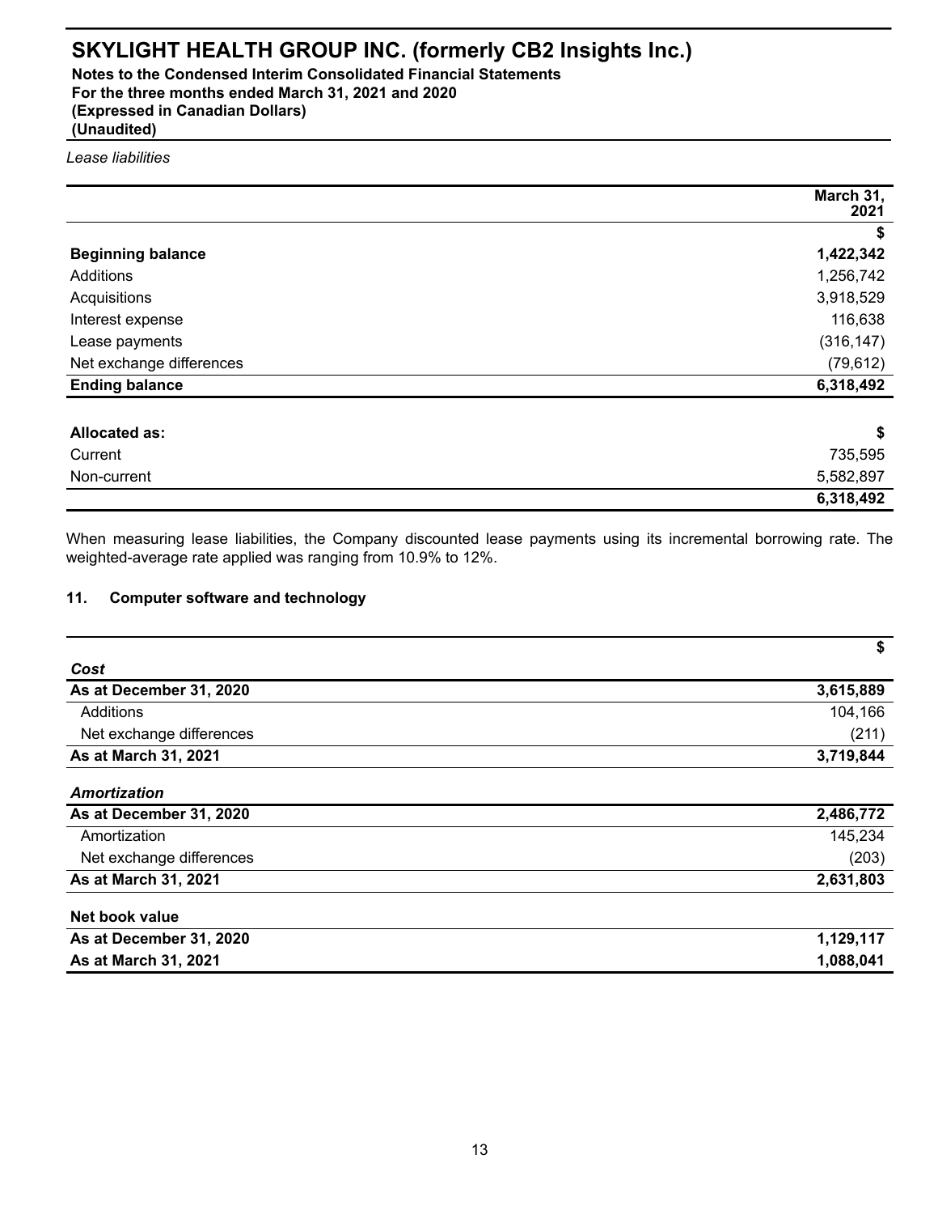*Lease liabilities*

| | March 31, 2021 |
|---|---|
| | $ |
| **Beginning balance** | **1,422,342** |
| Additions | 1,256,742 |
| Acquisitions | 3,918,529 |
| Interest expense | 116,638 |
| Lease payments | (316,147) |
| Net exchange differences | (79,612) |
| **Ending balance** | **6,318,492** |

| **Allocated as:** | **$** |
|---|---|
| Current | 735,595 |
| Non-current | 5,582,897 |
| | **6,318,492** |

When measuring lease liabilities, the Company discounted lease payments using its incremental borrowing rate. The weighted-average rate applied was ranging from 10.9% to 12%.

## 11. Computer software and technology

| | $ |
|---|---|
| ***Cost*** | |
| **As at December 31, 2020** | **3,615,889** |
| Additions | 104,166 |
| Net exchange differences | (211) |
| **As at March 31, 2021** | **3,719,844** |
| ***Amortization*** | |
| **As at December 31, 2020** | **2,486,772** |
| Amortization | 145,234 |
| Net exchange differences | (203) |
| **As at March 31, 2021** | **2,631,803** |
| **Net book value** | |
| **As at December 31, 2020** | **1,129,117** |
| **As at March 31, 2021** | **1,088,041** |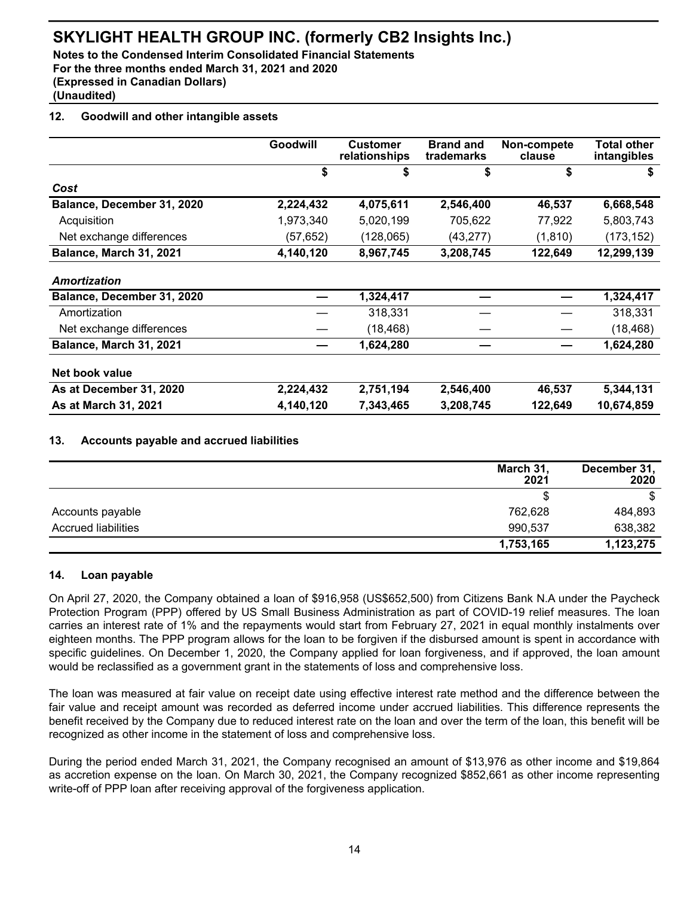## 12. Goodwill and other intangible assets

| | Goodwill | Customer relationships | Brand and trademarks | Non-compete clause | Total other intangibles |
|---|---|---|---|---|---|
| | $ | $ | $ | $ | $ |
| ***Cost*** | | | | | |
| **Balance, December 31, 2020** | **2,224,432** | **4,075,611** | **2,546,400** | **46,537** | **6,668,548** |
| Acquisition | 1,973,340 | 5,020,199 | 705,622 | 77,922 | 5,803,743 |
| Net exchange differences | (57,652) | (128,065) | (43,277) | (1,810) | (173,152) |
| **Balance, March 31, 2021** | **4,140,120** | **8,967,745** | **3,208,745** | **122,649** | **12,299,139** |
| ***Amortization*** | | | | | |
| **Balance, December 31, 2020** | **—** | **1,324,417** | **—** | **—** | **1,324,417** |
| Amortization | — | 318,331 | — | — | 318,331 |
| Net exchange differences | — | (18,468) | — | — | (18,468) |
| **Balance, March 31, 2021** | **—** | **1,624,280** | **—** | **—** | **1,624,280** |
| **Net book value** | | | | | |
| **As at December 31, 2020** | **2,224,432** | **2,751,194** | **2,546,400** | **46,537** | **5,344,131** |
| **As at March 31, 2021** | **4,140,120** | **7,343,465** | **3,208,745** | **122,649** | **10,674,859** |

## 13. Accounts payable and accrued liabilities

| | March 31, 2021 | December 31, 2020 |
|---|---|---|
| | $ | $ |
| Accounts payable | 762,628 | 484,893 |
| Accrued liabilities | 990,537 | 638,382 |
| | **1,753,165** | **1,123,275** |

## 14. Loan payable

On April 27, 2020, the Company obtained a loan of $916,958 (US$652,500) from Citizens Bank N.A under the Paycheck Protection Program (PPP) offered by US Small Business Administration as part of COVID-19 relief measures. The loan carries an interest rate of 1% and the repayments would start from February 27, 2021 in equal monthly instalments over eighteen months. The PPP program allows for the loan to be forgiven if the disbursed amount is spent in accordance with specific guidelines. On December 1, 2020, the Company applied for loan forgiveness, and if approved, the loan amount would be reclassified as a government grant in the statements of loss and comprehensive loss.

The loan was measured at fair value on receipt date using effective interest rate method and the difference between the fair value and receipt amount was recorded as deferred income under accrued liabilities. This difference represents the benefit received by the Company due to reduced interest rate on the loan and over the term of the loan, this benefit will be recognized as other income in the statement of loss and comprehensive loss.

During the period ended March 31, 2021, the Company recognised an amount of $13,976 as other income and $19,864 as accretion expense on the loan. On March 30, 2021, the Company recognized $852,661 as other income representing write-off of PPP loan after receiving approval of the forgiveness application.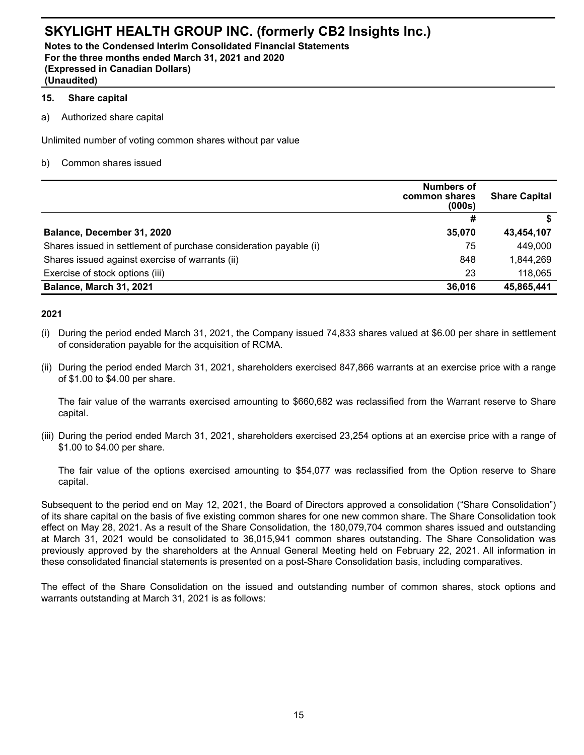## 15. Share capital

a) Authorized share capital

Unlimited number of voting common shares without par value

b) Common shares issued

| | Numbers of common shares (000s) | Share Capital |
|---|---|---|
| | # | $ |
| **Balance, December 31, 2020** | **35,070** | **43,454,107** |
| Shares issued in settlement of purchase consideration payable (i) | 75 | 449,000 |
| Shares issued against exercise of warrants (ii) | 848 | 1,844,269 |
| Exercise of stock options (iii) | 23 | 118,065 |
| **Balance, March 31, 2021** | **36,016** | **45,865,441** |

**2021**

(i) During the period ended March 31, 2021, the Company issued 74,833 shares valued at $6.00 per share in settlement of consideration payable for the acquisition of RCMA.

(ii) During the period ended March 31, 2021, shareholders exercised 847,866 warrants at an exercise price with a range of $1.00 to $4.00 per share.

The fair value of the warrants exercised amounting to $660,682 was reclassified from the Warrant reserve to Share capital.

(iii) During the period ended March 31, 2021, shareholders exercised 23,254 options at an exercise price with a range of $1.00 to $4.00 per share.

The fair value of the options exercised amounting to $54,077 was reclassified from the Option reserve to Share capital.

Subsequent to the period end on May 12, 2021, the Board of Directors approved a consolidation ("Share Consolidation") of its share capital on the basis of five existing common shares for one new common share. The Share Consolidation took effect on May 28, 2021. As a result of the Share Consolidation, the 180,079,704 common shares issued and outstanding at March 31, 2021 would be consolidated to 36,015,941 common shares outstanding. The Share Consolidation was previously approved by the shareholders at the Annual General Meeting held on February 22, 2021. All information in these consolidated financial statements is presented on a post-Share Consolidation basis, including comparatives.

The effect of the Share Consolidation on the issued and outstanding number of common shares, stock options and warrants outstanding at March 31, 2021 is as follows: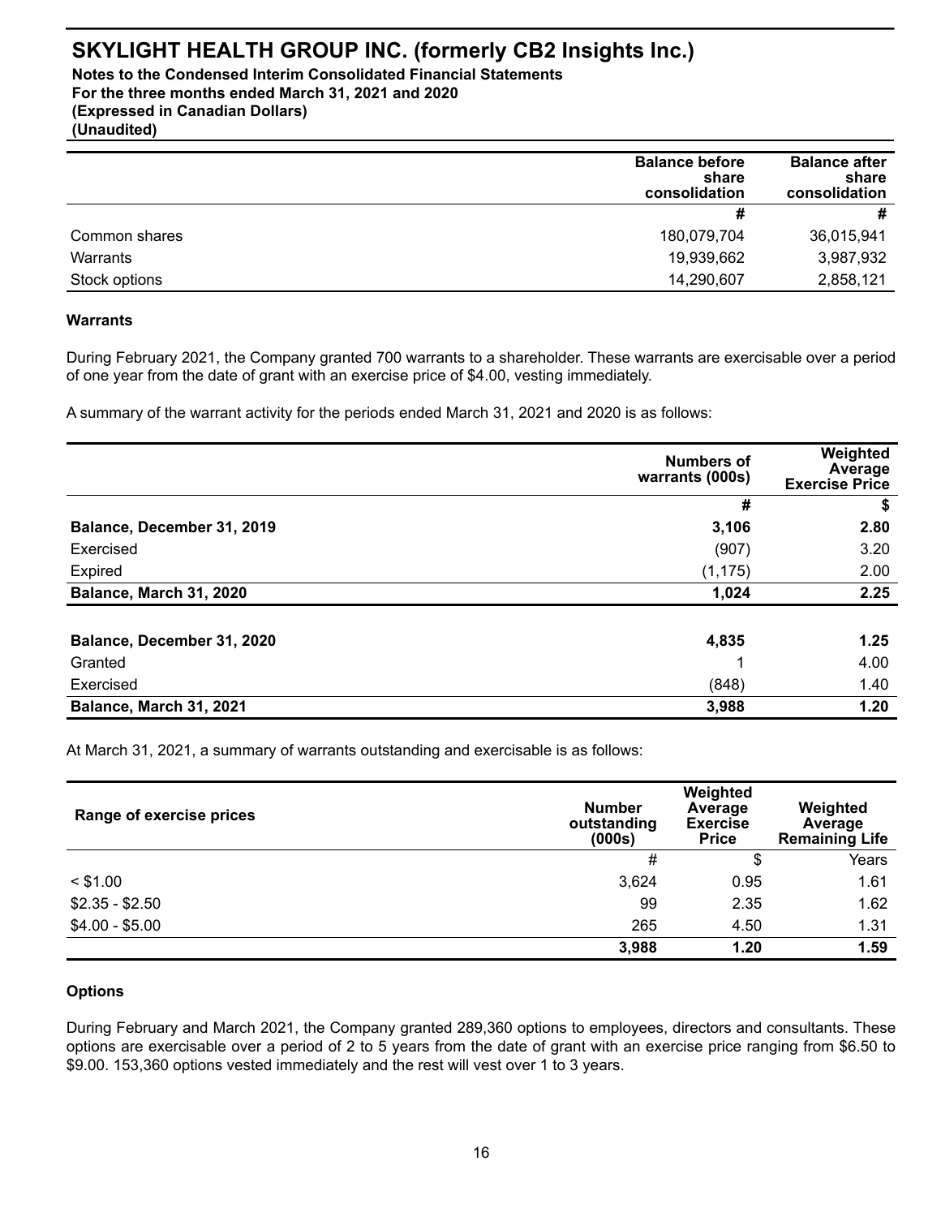| | Balance before share consolidation | Balance after share consolidation |
|---|---|---|
| | # | # |
| Common shares | 180,079,704 | 36,015,941 |
| Warrants | 19,939,662 | 3,987,932 |
| Stock options | 14,290,607 | 2,858,121 |

**Warrants**

During February 2021, the Company granted 700 warrants to a shareholder. These warrants are exercisable over a period of one year from the date of grant with an exercise price of $4.00, vesting immediately.

A summary of the warrant activity for the periods ended March 31, 2021 and 2020 is as follows:

| | Numbers of warrants (000s) | Weighted Average Exercise Price |
|---|---|---|
| | # | $ |
| **Balance, December 31, 2019** | **3,106** | **2.80** |
| Exercised | (907) | 3.20 |
| Expired | (1,175) | 2.00 |
| **Balance, March 31, 2020** | **1,024** | **2.25** |
| | | |
| **Balance, December 31, 2020** | **4,835** | **1.25** |
| Granted | 1 | 4.00 |
| Exercised | (848) | 1.40 |
| **Balance, March 31, 2021** | **3,988** | **1.20** |

At March 31, 2021, a summary of warrants outstanding and exercisable is as follows:

| Range of exercise prices | Number outstanding (000s) | Weighted Average Exercise Price | Weighted Average Remaining Life |
|---|---|---|---|
| | # | $ | Years |
| < $1.00 | 3,624 | 0.95 | 1.61 |
| $2.35 - $2.50 | 99 | 2.35 | 1.62 |
| $4.00 - $5.00 | 265 | 4.50 | 1.31 |
| | **3,988** | **1.20** | **1.59** |

**Options**

During February and March 2021, the Company granted 289,360 options to employees, directors and consultants. These options are exercisable over a period of 2 to 5 years from the date of grant with an exercise price ranging from $6.50 to $9.00. 153,360 options vested immediately and the rest will vest over 1 to 3 years.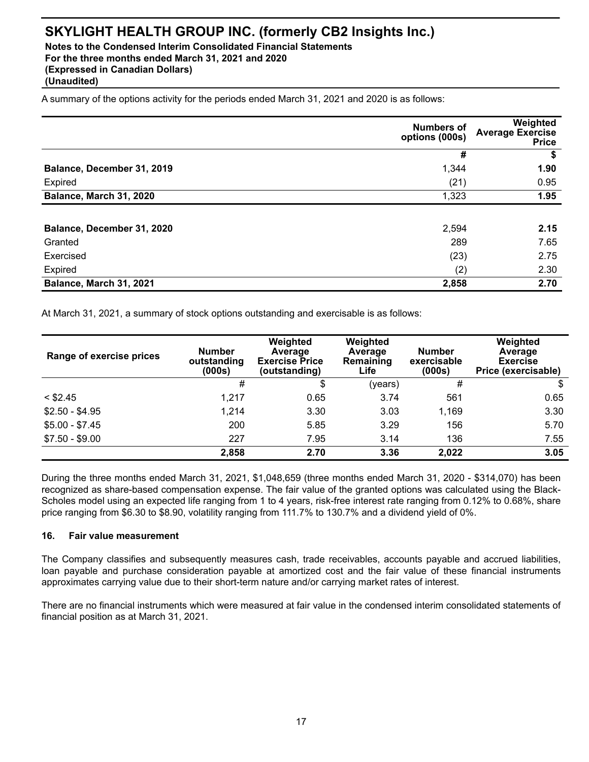A summary of the options activity for the periods ended March 31, 2021 and 2020 is as follows:

| | Numbers of options (000s) | Weighted Average Exercise Price |
|---|---|---|
| | # | $ |
| **Balance, December 31, 2019** | 1,344 | **1.90** |
| Expired | (21) | 0.95 |
| **Balance, March 31, 2020** | 1,323 | **1.95** |
| | | |
| **Balance, December 31, 2020** | 2,594 | **2.15** |
| Granted | 289 | 7.65 |
| Exercised | (23) | 2.75 |
| Expired | (2) | 2.30 |
| **Balance, March 31, 2021** | **2,858** | **2.70** |

At March 31, 2021, a summary of stock options outstanding and exercisable is as follows:

| Range of exercise prices | Number outstanding (000s) | Weighted Average Exercise Price (outstanding) | Weighted Average Remaining Life | Number exercisable (000s) | Weighted Average Exercise Price (exercisable) |
|---|---|---|---|---|---|
| | # | $ | (years) | # | $ |
| < $2.45 | 1,217 | 0.65 | 3.74 | 561 | 0.65 |
| $2.50 - $4.95 | 1,214 | 3.30 | 3.03 | 1,169 | 3.30 |
| $5.00 - $7.45 | 200 | 5.85 | 3.29 | 156 | 5.70 |
| $7.50 - $9.00 | 227 | 7.95 | 3.14 | 136 | 7.55 |
| | **2,858** | **2.70** | **3.36** | **2,022** | **3.05** |

During the three months ended March 31, 2021, $1,048,659 (three months ended March 31, 2020 - $314,070) has been recognized as share-based compensation expense. The fair value of the granted options was calculated using the Black-Scholes model using an expected life ranging from 1 to 4 years, risk-free interest rate ranging from 0.12% to 0.68%, share price ranging from $6.30 to $8.90, volatility ranging from 111.7% to 130.7% and a dividend yield of 0%.

## 16. Fair value measurement

The Company classifies and subsequently measures cash, trade receivables, accounts payable and accrued liabilities, loan payable and purchase consideration payable at amortized cost and the fair value of these financial instruments approximates carrying value due to their short-term nature and/or carrying market rates of interest.

There are no financial instruments which were measured at fair value in the condensed interim consolidated statements of financial position as at March 31, 2021.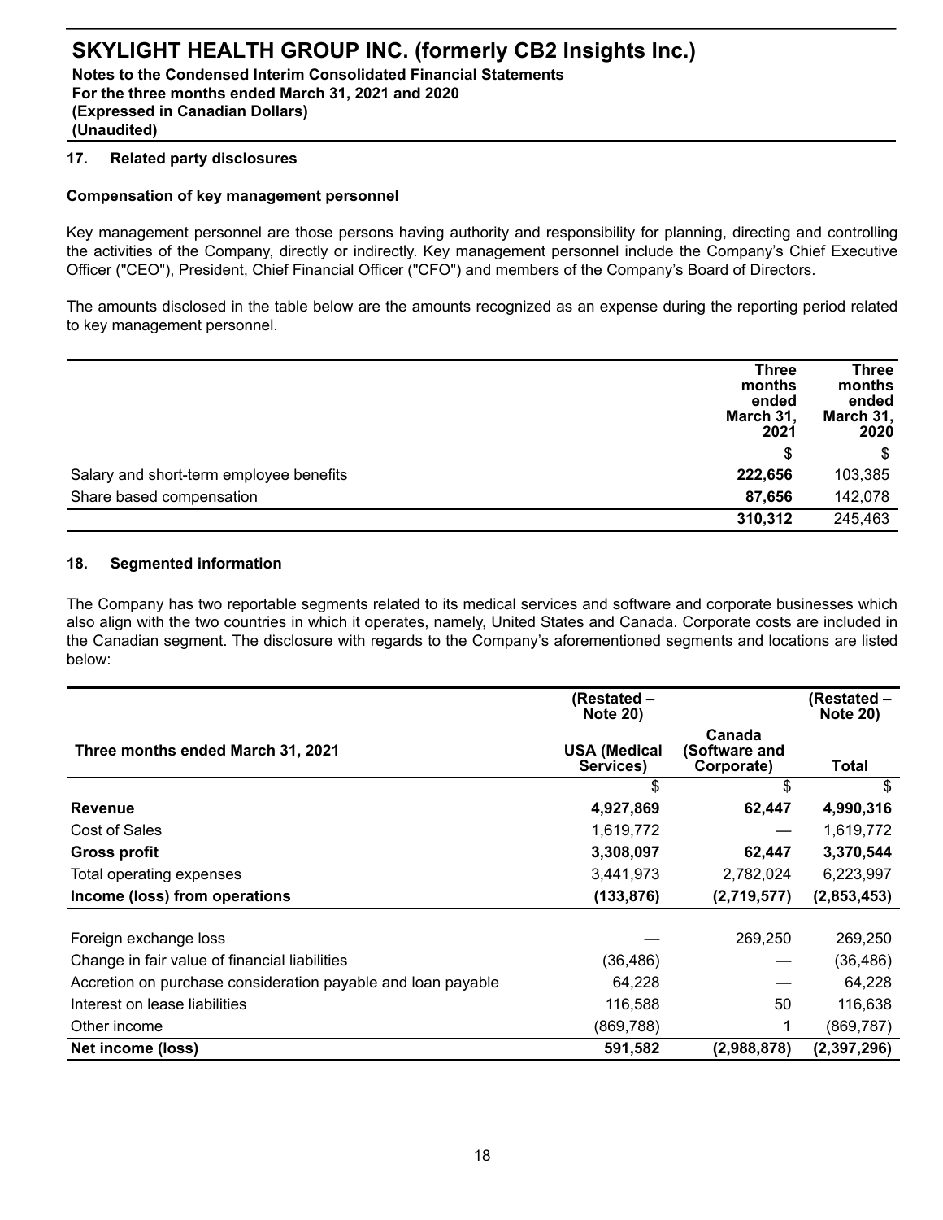## 17. Related party disclosures

### Compensation of key management personnel

Key management personnel are those persons having authority and responsibility for planning, directing and controlling the activities of the Company, directly or indirectly. Key management personnel include the Company's Chief Executive Officer ("CEO"), President, Chief Financial Officer ("CFO") and members of the Company's Board of Directors.

The amounts disclosed in the table below are the amounts recognized as an expense during the reporting period related to key management personnel.

| | Three months ended March 31, 2021 | Three months ended March 31, 2020 |
|---|---|---|
| | $ | $ |
| Salary and short-term employee benefits | **222,656** | 103,385 |
| Share based compensation | **87,656** | 142,078 |
| | **310,312** | 245,463 |

## 18. Segmented information

The Company has two reportable segments related to its medical services and software and corporate businesses which also align with the two countries in which it operates, namely, United States and Canada. Corporate costs are included in the Canadian segment. The disclosure with regards to the Company's aforementioned segments and locations are listed below:

| | (Restated – Note 20) | | (Restated – Note 20) |
|---|---|---|---|
| **Three months ended March 31, 2021** | **USA (Medical Services)** | **Canada (Software and Corporate)** | **Total** |
| | $ | $ | $ |
| **Revenue** | **4,927,869** | **62,447** | **4,990,316** |
| Cost of Sales | 1,619,772 | — | 1,619,772 |
| **Gross profit** | **3,308,097** | **62,447** | **3,370,544** |
| Total operating expenses | 3,441,973 | 2,782,024 | 6,223,997 |
| **Income (loss) from operations** | **(133,876)** | **(2,719,577)** | **(2,853,453)** |
| | | | |
| Foreign exchange loss | — | 269,250 | 269,250 |
| Change in fair value of financial liabilities | (36,486) | — | (36,486) |
| Accretion on purchase consideration payable and loan payable | 64,228 | — | 64,228 |
| Interest on lease liabilities | 116,588 | 50 | 116,638 |
| Other income | (869,788) | 1 | (869,787) |
| **Net income (loss)** | **591,582** | **(2,988,878)** | **(2,397,296)** |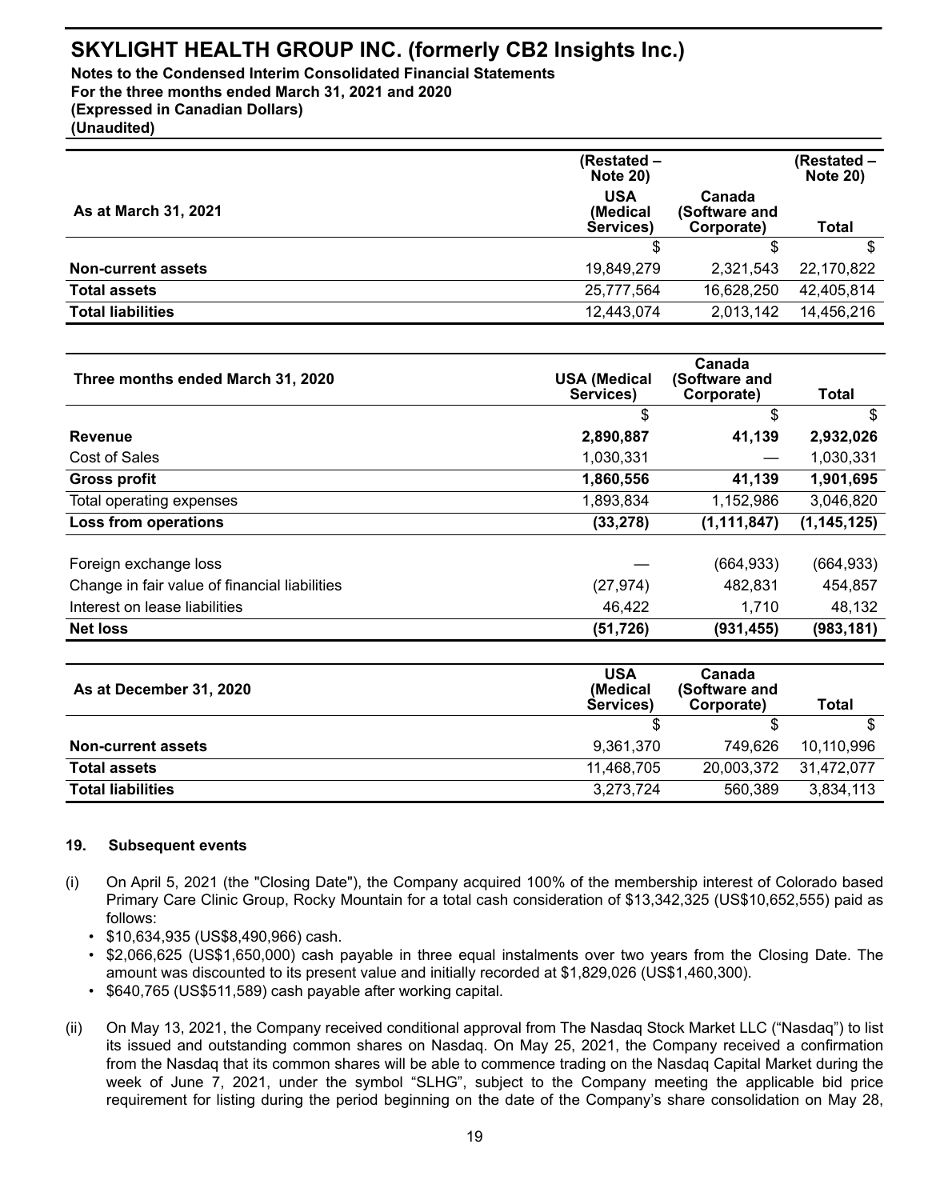| As at March 31, 2021 | (Restated – Note 20) USA (Medical Services) | Canada (Software and Corporate) | (Restated – Note 20) Total |
|---|---|---|---|
| | $ | $ | $ |
| **Non-current assets** | 19,849,279 | 2,321,543 | 22,170,822 |
| **Total assets** | 25,777,564 | 16,628,250 | 42,405,814 |
| **Total liabilities** | 12,443,074 | 2,013,142 | 14,456,216 |

| Three months ended March 31, 2020 | USA (Medical Services) | Canada (Software and Corporate) | Total |
|---|---|---|---|
| | $ | $ | $ |
| **Revenue** | **2,890,887** | **41,139** | **2,932,026** |
| Cost of Sales | 1,030,331 | — | 1,030,331 |
| **Gross profit** | **1,860,556** | **41,139** | **1,901,695** |
| Total operating expenses | 1,893,834 | 1,152,986 | 3,046,820 |
| **Loss from operations** | **(33,278)** | **(1,111,847)** | **(1,145,125)** |
| Foreign exchange loss | — | (664,933) | (664,933) |
| Change in fair value of financial liabilities | (27,974) | 482,831 | 454,857 |
| Interest on lease liabilities | 46,422 | 1,710 | 48,132 |
| **Net loss** | **(51,726)** | **(931,455)** | **(983,181)** |

| As at December 31, 2020 | USA (Medical Services) | Canada (Software and Corporate) | Total |
|---|---|---|---|
| | $ | $ | $ |
| **Non-current assets** | 9,361,370 | 749,626 | 10,110,996 |
| **Total assets** | 11,468,705 | 20,003,372 | 31,472,077 |
| **Total liabilities** | 3,273,724 | 560,389 | 3,834,113 |

## 19. Subsequent events

(i) On April 5, 2021 (the "Closing Date"), the Company acquired 100% of the membership interest of Colorado based Primary Care Clinic Group, Rocky Mountain for a total cash consideration of $13,342,325 (US$10,652,555) paid as follows:

- $10,634,935 (US$8,490,966) cash.
- $2,066,625 (US$1,650,000) cash payable in three equal instalments over two years from the Closing Date. The amount was discounted to its present value and initially recorded at $1,829,026 (US$1,460,300).
- $640,765 (US$511,589) cash payable after working capital.

(ii) On May 13, 2021, the Company received conditional approval from The Nasdaq Stock Market LLC ("Nasdaq") to list its issued and outstanding common shares on Nasdaq. On May 25, 2021, the Company received a confirmation from the Nasdaq that its common shares will be able to commence trading on the Nasdaq Capital Market during the week of June 7, 2021, under the symbol "SLHG", subject to the Company meeting the applicable bid price requirement for listing during the period beginning on the date of the Company's share consolidation on May 28,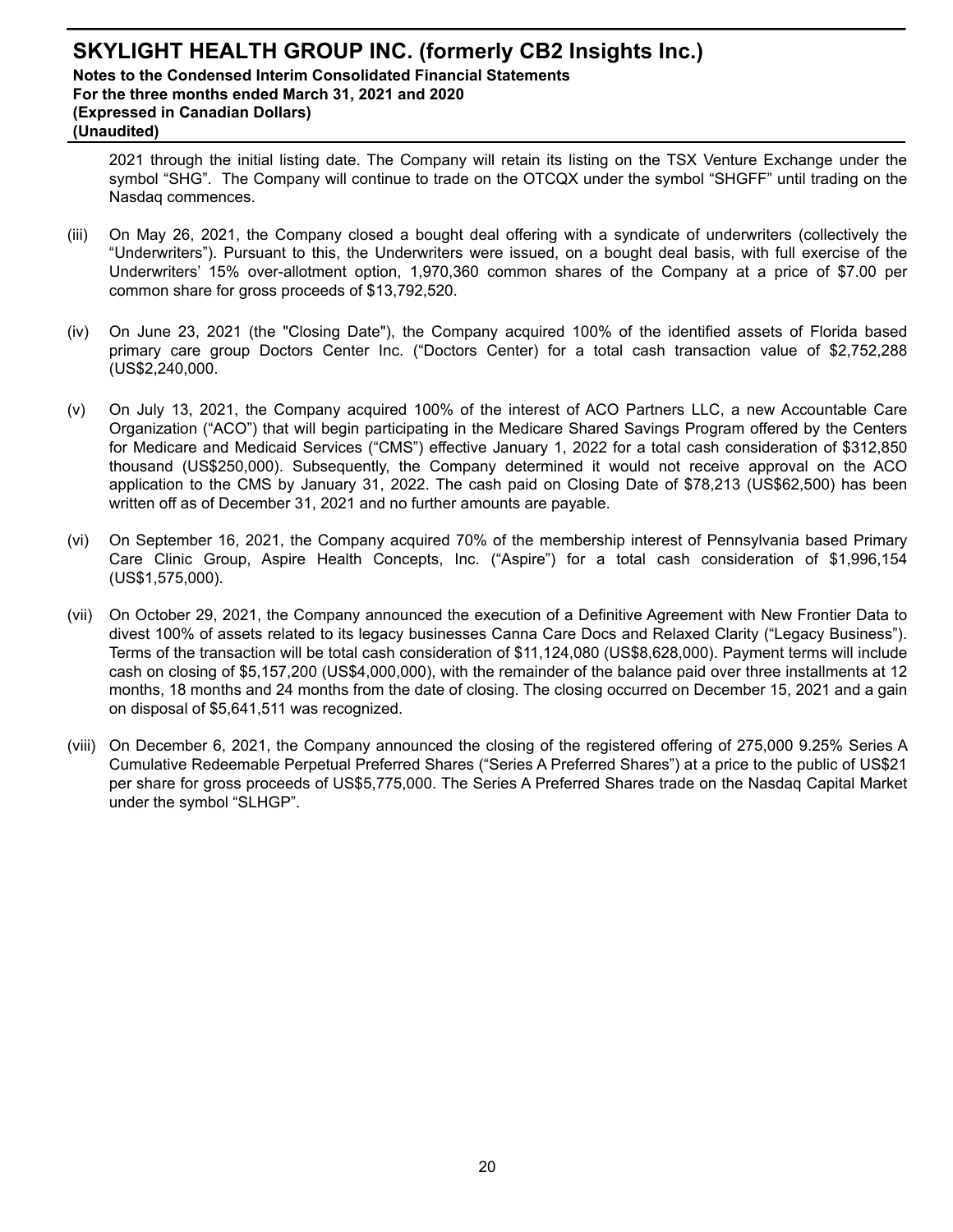2021 through the initial listing date. The Company will retain its listing on the TSX Venture Exchange under the symbol “SHG”. The Company will continue to trade on the OTCQX under the symbol “SHGFF” until trading on the Nasdaq commences.

(iii) On May 26, 2021, the Company closed a bought deal offering with a syndicate of underwriters (collectively the “Underwriters”). Pursuant to this, the Underwriters were issued, on a bought deal basis, with full exercise of the Underwriters’ 15% over-allotment option, 1,970,360 common shares of the Company at a price of $7.00 per common share for gross proceeds of $13,792,520.

(iv) On June 23, 2021 (the "Closing Date"), the Company acquired 100% of the identified assets of Florida based primary care group Doctors Center Inc. (“Doctors Center) for a total cash transaction value of $2,752,288 (US$2,240,000.

(v) On July 13, 2021, the Company acquired 100% of the interest of ACO Partners LLC, a new Accountable Care Organization (“ACO”) that will begin participating in the Medicare Shared Savings Program offered by the Centers for Medicare and Medicaid Services (“CMS”) effective January 1, 2022 for a total cash consideration of $312,850 thousand (US$250,000). Subsequently, the Company determined it would not receive approval on the ACO application to the CMS by January 31, 2022. The cash paid on Closing Date of $78,213 (US$62,500) has been written off as of December 31, 2021 and no further amounts are payable.

(vi) On September 16, 2021, the Company acquired 70% of the membership interest of Pennsylvania based Primary Care Clinic Group, Aspire Health Concepts, Inc. (“Aspire”) for a total cash consideration of $1,996,154 (US$1,575,000).

(vii) On October 29, 2021, the Company announced the execution of a Definitive Agreement with New Frontier Data to divest 100% of assets related to its legacy businesses Canna Care Docs and Relaxed Clarity (“Legacy Business”). Terms of the transaction will be total cash consideration of $11,124,080 (US$8,628,000). Payment terms will include cash on closing of $5,157,200 (US$4,000,000), with the remainder of the balance paid over three installments at 12 months, 18 months and 24 months from the date of closing. The closing occurred on December 15, 2021 and a gain on disposal of $5,641,511 was recognized.

(viii) On December 6, 2021, the Company announced the closing of the registered offering of 275,000 9.25% Series A Cumulative Redeemable Perpetual Preferred Shares (“Series A Preferred Shares”) at a price to the public of US$21 per share for gross proceeds of US$5,775,000. The Series A Preferred Shares trade on the Nasdaq Capital Market under the symbol “SLHGP”.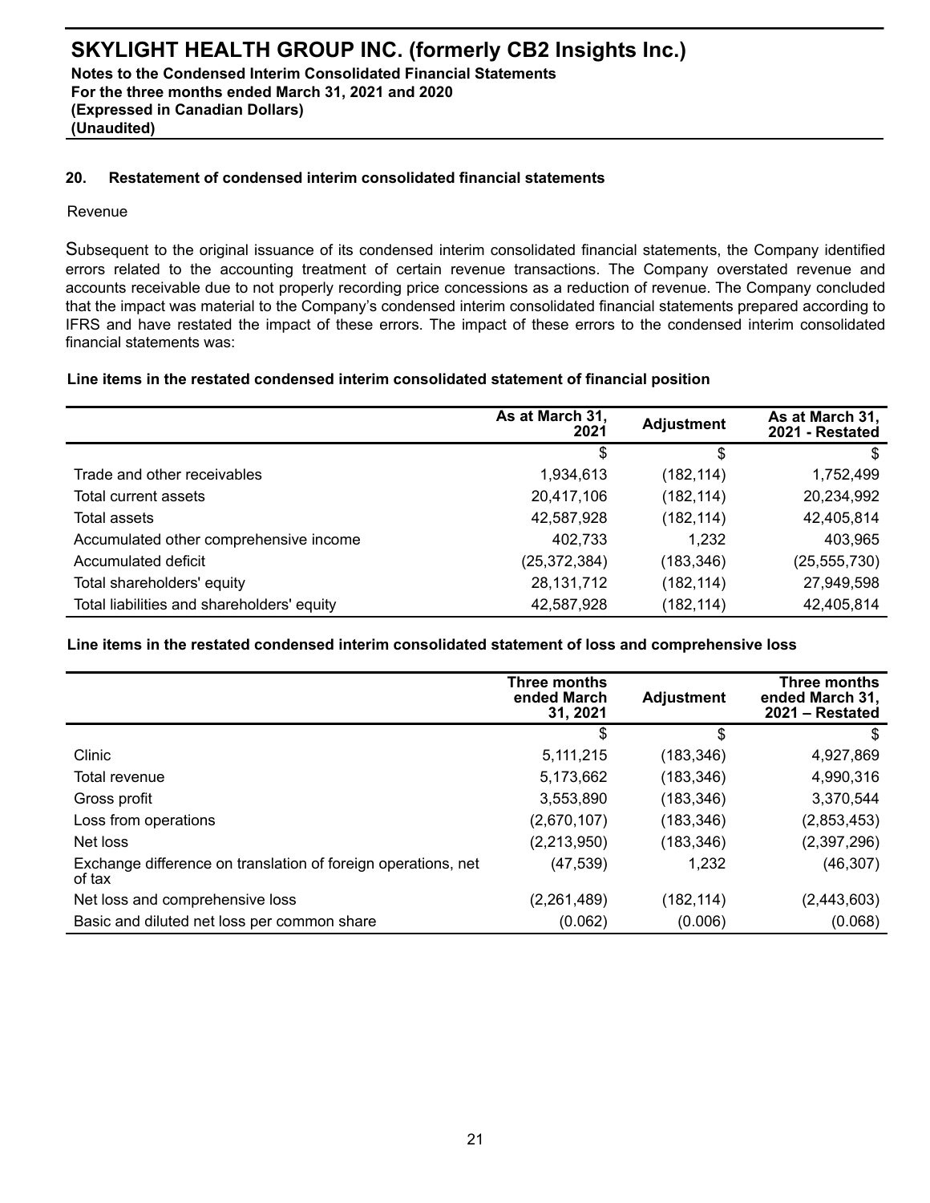## 20. Restatement of condensed interim consolidated financial statements

Revenue

Subsequent to the original issuance of its condensed interim consolidated financial statements, the Company identified errors related to the accounting treatment of certain revenue transactions. The Company overstated revenue and accounts receivable due to not properly recording price concessions as a reduction of revenue. The Company concluded that the impact was material to the Company's condensed interim consolidated financial statements prepared according to IFRS and have restated the impact of these errors. The impact of these errors to the condensed interim consolidated financial statements was:

**Line items in the restated condensed interim consolidated statement of financial position**

| | As at March 31, 2021 | Adjustment | As at March 31, 2021 - Restated |
|---|---|---|---|
| | $ | $ | $ |
| Trade and other receivables | 1,934,613 | (182,114) | 1,752,499 |
| Total current assets | 20,417,106 | (182,114) | 20,234,992 |
| Total assets | 42,587,928 | (182,114) | 42,405,814 |
| Accumulated other comprehensive income | 402,733 | 1,232 | 403,965 |
| Accumulated deficit | (25,372,384) | (183,346) | (25,555,730) |
| Total shareholders' equity | 28,131,712 | (182,114) | 27,949,598 |
| Total liabilities and shareholders' equity | 42,587,928 | (182,114) | 42,405,814 |

**Line items in the restated condensed interim consolidated statement of loss and comprehensive loss**

| | Three months ended March 31, 2021 | Adjustment | Three months ended March 31, 2021 – Restated |
|---|---|---|---|
| | $ | $ | $ |
| Clinic | 5,111,215 | (183,346) | 4,927,869 |
| Total revenue | 5,173,662 | (183,346) | 4,990,316 |
| Gross profit | 3,553,890 | (183,346) | 3,370,544 |
| Loss from operations | (2,670,107) | (183,346) | (2,853,453) |
| Net loss | (2,213,950) | (183,346) | (2,397,296) |
| Exchange difference on translation of foreign operations, net of tax | (47,539) | 1,232 | (46,307) |
| Net loss and comprehensive loss | (2,261,489) | (182,114) | (2,443,603) |
| Basic and diluted net loss per common share | (0.062) | (0.006) | (0.068) |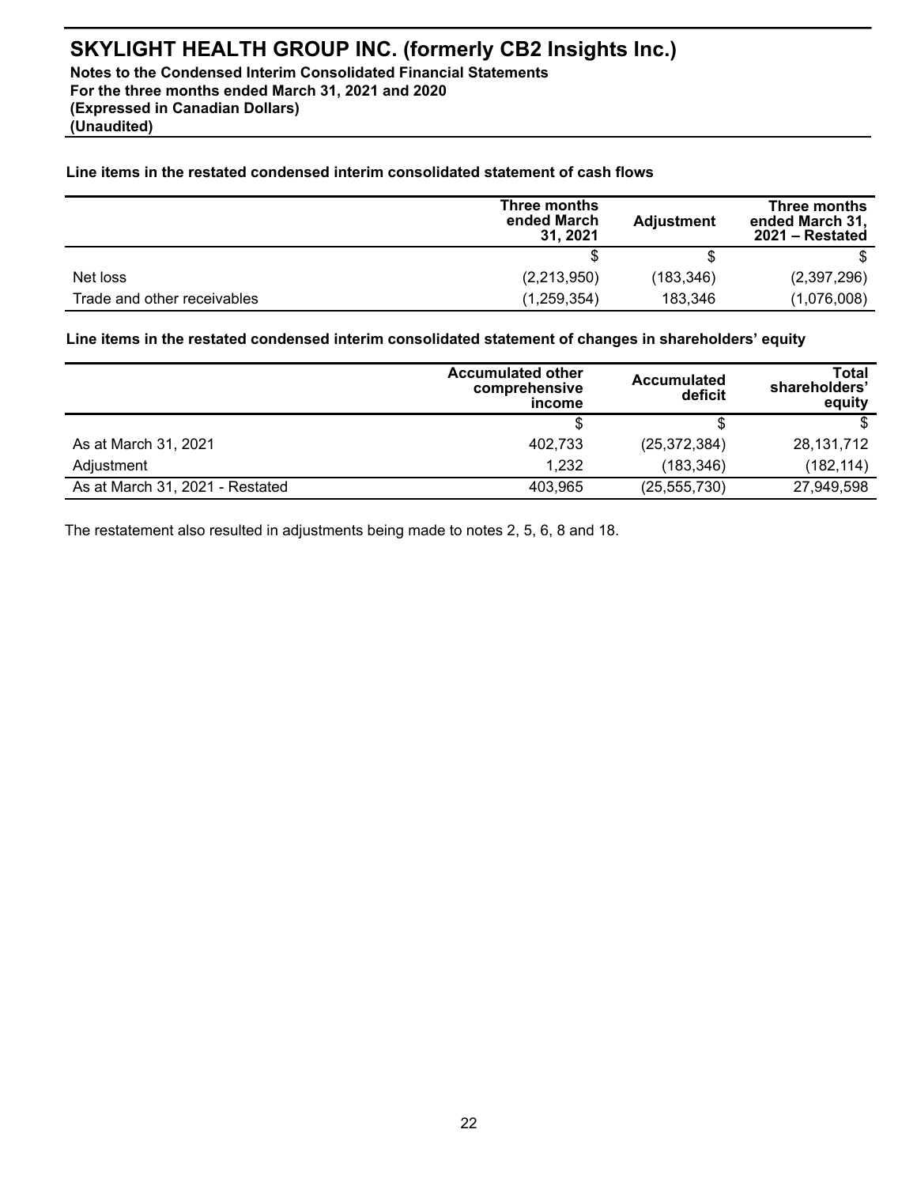**Line items in the restated condensed interim consolidated statement of cash flows**

| | Three months ended March 31, 2021 | Adjustment | Three months ended March 31, 2021 – Restated |
|---|---|---|---|
| | $ | $ | $ |
| Net loss | (2,213,950) | (183,346) | (2,397,296) |
| Trade and other receivables | (1,259,354) | 183,346 | (1,076,008) |

**Line items in the restated condensed interim consolidated statement of changes in shareholders' equity**

| | Accumulated other comprehensive income | Accumulated deficit | Total shareholders' equity |
|---|---|---|---|
| | $ | $ | $ |
| As at March 31, 2021 | 402,733 | (25,372,384) | 28,131,712 |
| Adjustment | 1,232 | (183,346) | (182,114) |
| As at March 31, 2021 - Restated | 403,965 | (25,555,730) | 27,949,598 |

The restatement also resulted in adjustments being made to notes 2, 5, 6, 8 and 18.